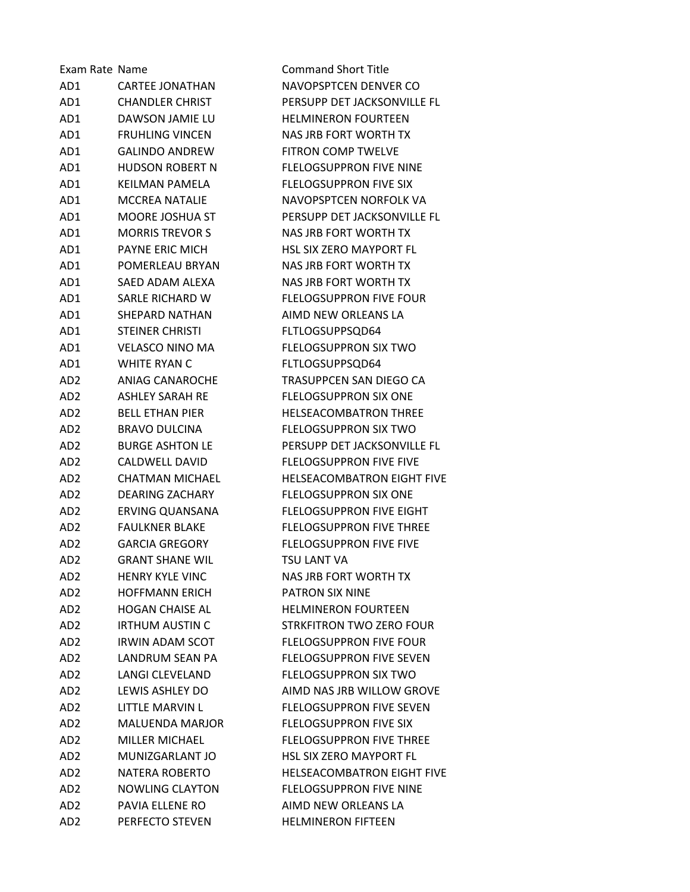| Exam Rate | Name | Command Short Title |
|---|---|---|
| AD1 | CARTEE JONATHAN | NAVOPSPTCEN DENVER CO |
| AD1 | CHANDLER CHRIST | PERSUPP DET JACKSONVILLE FL |
| AD1 | DAWSON JAMIE LU | HELMINERON FOURTEEN |
| AD1 | FRUHLING VINCEN | NAS JRB FORT WORTH TX |
| AD1 | GALINDO ANDREW | FITRON COMP TWELVE |
| AD1 | HUDSON ROBERT N | FLELOGSUPPRON FIVE NINE |
| AD1 | KEILMAN PAMELA | FLELOGSUPPRON FIVE SIX |
| AD1 | MCCREA NATALIE | NAVOPSPTCEN NORFOLK VA |
| AD1 | MOORE JOSHUA ST | PERSUPP DET JACKSONVILLE FL |
| AD1 | MORRIS TREVOR S | NAS JRB FORT WORTH TX |
| AD1 | PAYNE ERIC MICH | HSL SIX ZERO MAYPORT FL |
| AD1 | POMERLEAU BRYAN | NAS JRB FORT WORTH TX |
| AD1 | SAED ADAM ALEXA | NAS JRB FORT WORTH TX |
| AD1 | SARLE RICHARD W | FLELOGSUPPRON FIVE FOUR |
| AD1 | SHEPARD NATHAN | AIMD NEW ORLEANS LA |
| AD1 | STEINER CHRISTI | FLTLOGSUPPSQD64 |
| AD1 | VELASCO NINO MA | FLELOGSUPPRON SIX TWO |
| AD1 | WHITE RYAN C | FLTLOGSUPPSQD64 |
| AD2 | ANIAG CANAROCHE | TRASUPPCEN SAN DIEGO CA |
| AD2 | ASHLEY SARAH RE | FLELOGSUPPRON SIX ONE |
| AD2 | BELL ETHAN PIER | HELSEACOMBATRON THREE |
| AD2 | BRAVO DULCINA | FLELOGSUPPRON SIX TWO |
| AD2 | BURGE ASHTON LE | PERSUPP DET JACKSONVILLE FL |
| AD2 | CALDWELL DAVID | FLELOGSUPPRON FIVE FIVE |
| AD2 | CHATMAN MICHAEL | HELSEACOMBATRON EIGHT FIVE |
| AD2 | DEARING ZACHARY | FLELOGSUPPRON SIX ONE |
| AD2 | ERVING QUANSANA | FLELOGSUPPRON FIVE EIGHT |
| AD2 | FAULKNER BLAKE | FLELOGSUPPRON FIVE THREE |
| AD2 | GARCIA GREGORY | FLELOGSUPPRON FIVE FIVE |
| AD2 | GRANT SHANE WIL | TSU LANT VA |
| AD2 | HENRY KYLE VINC | NAS JRB FORT WORTH TX |
| AD2 | HOFFMANN ERICH | PATRON SIX NINE |
| AD2 | HOGAN CHAISE AL | HELMINERON FOURTEEN |
| AD2 | IRTHUM AUSTIN C | STRKFITRON TWO ZERO FOUR |
| AD2 | IRWIN ADAM SCOT | FLELOGSUPPRON FIVE FOUR |
| AD2 | LANDRUM SEAN PA | FLELOGSUPPRON FIVE SEVEN |
| AD2 | LANGI CLEVELAND | FLELOGSUPPRON SIX TWO |
| AD2 | LEWIS ASHLEY DO | AIMD NAS JRB WILLOW GROVE |
| AD2 | LITTLE MARVIN L | FLELOGSUPPRON FIVE SEVEN |
| AD2 | MALUENDA MARJOR | FLELOGSUPPRON FIVE SIX |
| AD2 | MILLER MICHAEL | FLELOGSUPPRON FIVE THREE |
| AD2 | MUNIZGARLANT JO | HSL SIX ZERO MAYPORT FL |
| AD2 | NATERA ROBERTO | HELSEACOMBATRON EIGHT FIVE |
| AD2 | NOWLING CLAYTON | FLELOGSUPPRON FIVE NINE |
| AD2 | PAVIA ELLENE RO | AIMD NEW ORLEANS LA |
| AD2 | PERFECTO STEVEN | HELMINERON FIFTEEN |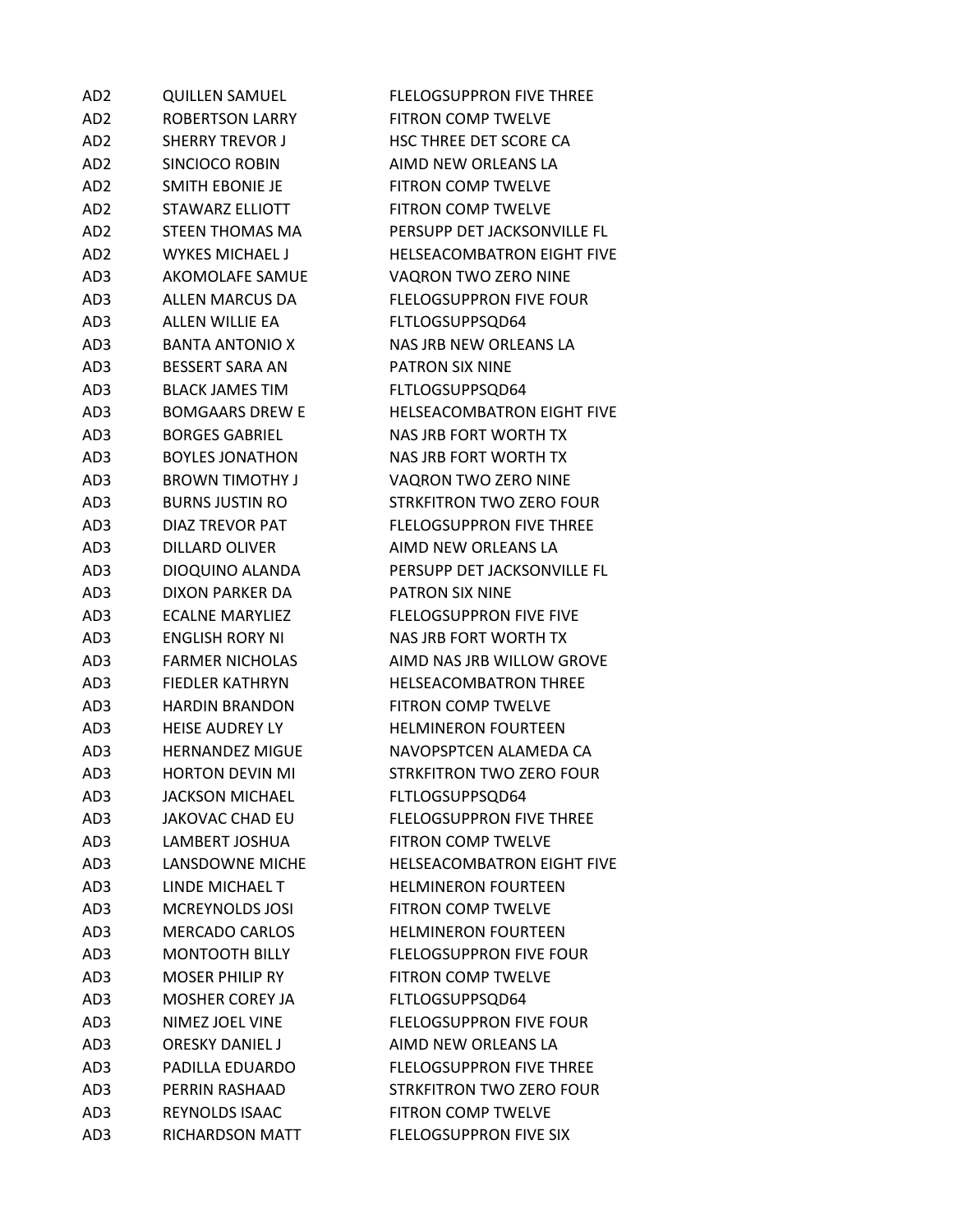| | | |
|---|---|---|
| AD2 | QUILLEN SAMUEL | FLELOGSUPPRON FIVE THREE |
| AD2 | ROBERTSON LARRY | FITRON COMP TWELVE |
| AD2 | SHERRY TREVOR J | HSC THREE DET SCORE CA |
| AD2 | SINCIOCO ROBIN | AIMD NEW ORLEANS LA |
| AD2 | SMITH EBONIE JE | FITRON COMP TWELVE |
| AD2 | STAWARZ ELLIOTT | FITRON COMP TWELVE |
| AD2 | STEEN THOMAS MA | PERSUPP DET JACKSONVILLE FL |
| AD2 | WYKES MICHAEL J | HELSEACOMBATRON EIGHT FIVE |
| AD3 | AKOMOLAFE SAMUE | VAQRON TWO ZERO NINE |
| AD3 | ALLEN MARCUS DA | FLELOGSUPPRON FIVE FOUR |
| AD3 | ALLEN WILLIE EA | FLTLOGSUPPSQD64 |
| AD3 | BANTA ANTONIO X | NAS JRB NEW ORLEANS LA |
| AD3 | BESSERT SARA AN | PATRON SIX NINE |
| AD3 | BLACK JAMES TIM | FLTLOGSUPPSQD64 |
| AD3 | BOMGAARS DREW E | HELSEACOMBATRON EIGHT FIVE |
| AD3 | BORGES GABRIEL | NAS JRB FORT WORTH TX |
| AD3 | BOYLES JONATHON | NAS JRB FORT WORTH TX |
| AD3 | BROWN TIMOTHY J | VAQRON TWO ZERO NINE |
| AD3 | BURNS JUSTIN RO | STRKFITRON TWO ZERO FOUR |
| AD3 | DIAZ TREVOR PAT | FLELOGSUPPRON FIVE THREE |
| AD3 | DILLARD OLIVER | AIMD NEW ORLEANS LA |
| AD3 | DIOQUINO ALANDA | PERSUPP DET JACKSONVILLE FL |
| AD3 | DIXON PARKER DA | PATRON SIX NINE |
| AD3 | ECALNE MARYLIEZ | FLELOGSUPPRON FIVE FIVE |
| AD3 | ENGLISH RORY NI | NAS JRB FORT WORTH TX |
| AD3 | FARMER NICHOLAS | AIMD NAS JRB WILLOW GROVE |
| AD3 | FIEDLER KATHRYN | HELSEACOMBATRON THREE |
| AD3 | HARDIN BRANDON | FITRON COMP TWELVE |
| AD3 | HEISE AUDREY LY | HELMINERON FOURTEEN |
| AD3 | HERNANDEZ MIGUE | NAVOPSPTCEN ALAMEDA CA |
| AD3 | HORTON DEVIN MI | STRKFITRON TWO ZERO FOUR |
| AD3 | JACKSON MICHAEL | FLTLOGSUPPSQD64 |
| AD3 | JAKOVAC CHAD EU | FLELOGSUPPRON FIVE THREE |
| AD3 | LAMBERT JOSHUA | FITRON COMP TWELVE |
| AD3 | LANSDOWNE MICHE | HELSEACOMBATRON EIGHT FIVE |
| AD3 | LINDE MICHAEL T | HELMINERON FOURTEEN |
| AD3 | MCREYNOLDS JOSI | FITRON COMP TWELVE |
| AD3 | MERCADO CARLOS | HELMINERON FOURTEEN |
| AD3 | MONTOOTH BILLY | FLELOGSUPPRON FIVE FOUR |
| AD3 | MOSER PHILIP RY | FITRON COMP TWELVE |
| AD3 | MOSHER COREY JA | FLTLOGSUPPSQD64 |
| AD3 | NIMEZ JOEL VINE | FLELOGSUPPRON FIVE FOUR |
| AD3 | ORESKY DANIEL J | AIMD NEW ORLEANS LA |
| AD3 | PADILLA EDUARDO | FLELOGSUPPRON FIVE THREE |
| AD3 | PERRIN RASHAAD | STRKFITRON TWO ZERO FOUR |
| AD3 | REYNOLDS ISAAC | FITRON COMP TWELVE |
| AD3 | RICHARDSON MATT | FLELOGSUPPRON FIVE SIX |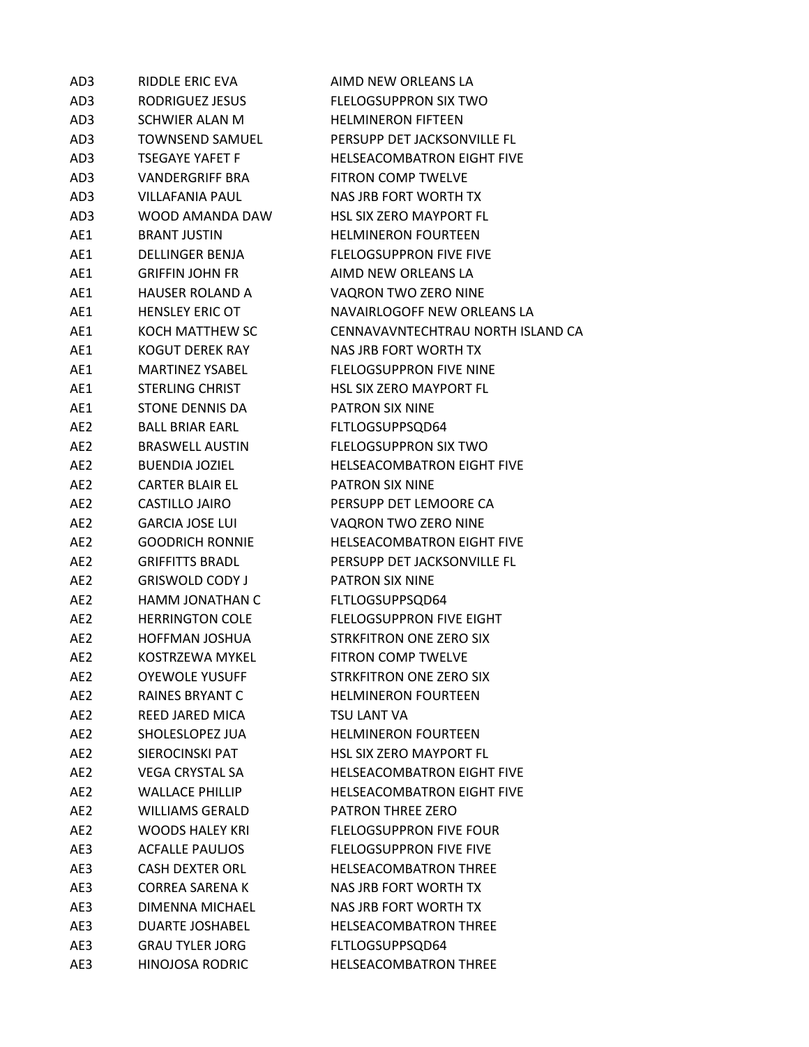| | | |
|---|---|---|
| AD3 | RIDDLE ERIC EVA | AIMD NEW ORLEANS LA |
| AD3 | RODRIGUEZ JESUS | FLELOGSUPPRON SIX TWO |
| AD3 | SCHWIER ALAN M | HELMINERON FIFTEEN |
| AD3 | TOWNSEND SAMUEL | PERSUPP DET JACKSONVILLE FL |
| AD3 | TSEGAYE YAFET F | HELSEACOMBATRON EIGHT FIVE |
| AD3 | VANDERGRIFF BRA | FITRON COMP TWELVE |
| AD3 | VILLAFANIA PAUL | NAS JRB FORT WORTH TX |
| AD3 | WOOD AMANDA DAW | HSL SIX ZERO MAYPORT FL |
| AE1 | BRANT JUSTIN | HELMINERON FOURTEEN |
| AE1 | DELLINGER BENJA | FLELOGSUPPRON FIVE FIVE |
| AE1 | GRIFFIN JOHN FR | AIMD NEW ORLEANS LA |
| AE1 | HAUSER ROLAND A | VAQRON TWO ZERO NINE |
| AE1 | HENSLEY ERIC OT | NAVAIRLOGOFF NEW ORLEANS LA |
| AE1 | KOCH MATTHEW SC | CENNAVAVNTECHTRAU NORTH ISLAND CA |
| AE1 | KOGUT DEREK RAY | NAS JRB FORT WORTH TX |
| AE1 | MARTINEZ YSABEL | FLELOGSUPPRON FIVE NINE |
| AE1 | STERLING CHRIST | HSL SIX ZERO MAYPORT FL |
| AE1 | STONE DENNIS DA | PATRON SIX NINE |
| AE2 | BALL BRIAR EARL | FLTLOGSUPPSQD64 |
| AE2 | BRASWELL AUSTIN | FLELOGSUPPRON SIX TWO |
| AE2 | BUENDIA JOZIEL | HELSEACOMBATRON EIGHT FIVE |
| AE2 | CARTER BLAIR EL | PATRON SIX NINE |
| AE2 | CASTILLO JAIRO | PERSUPP DET LEMOORE CA |
| AE2 | GARCIA JOSE LUI | VAQRON TWO ZERO NINE |
| AE2 | GOODRICH RONNIE | HELSEACOMBATRON EIGHT FIVE |
| AE2 | GRIFFITTS BRADL | PERSUPP DET JACKSONVILLE FL |
| AE2 | GRISWOLD CODY J | PATRON SIX NINE |
| AE2 | HAMM JONATHAN C | FLTLOGSUPPSQD64 |
| AE2 | HERRINGTON COLE | FLELOGSUPPRON FIVE EIGHT |
| AE2 | HOFFMAN JOSHUA | STRKFITRON ONE ZERO SIX |
| AE2 | KOSTRZEWA MYKEL | FITRON COMP TWELVE |
| AE2 | OYEWOLE YUSUFF | STRKFITRON ONE ZERO SIX |
| AE2 | RAINES BRYANT C | HELMINERON FOURTEEN |
| AE2 | REED JARED MICA | TSU LANT VA |
| AE2 | SHOLESLOPEZ JUA | HELMINERON FOURTEEN |
| AE2 | SIEROCINSKI PAT | HSL SIX ZERO MAYPORT FL |
| AE2 | VEGA CRYSTAL SA | HELSEACOMBATRON EIGHT FIVE |
| AE2 | WALLACE PHILLIP | HELSEACOMBATRON EIGHT FIVE |
| AE2 | WILLIAMS GERALD | PATRON THREE ZERO |
| AE2 | WOODS HALEY KRI | FLELOGSUPPRON FIVE FOUR |
| AE3 | ACFALLE PAULJOS | FLELOGSUPPRON FIVE FIVE |
| AE3 | CASH DEXTER ORL | HELSEACOMBATRON THREE |
| AE3 | CORREA SARENA K | NAS JRB FORT WORTH TX |
| AE3 | DIMENNA MICHAEL | NAS JRB FORT WORTH TX |
| AE3 | DUARTE JOSHABEL | HELSEACOMBATRON THREE |
| AE3 | GRAU TYLER JORG | FLTLOGSUPPSQD64 |
| AE3 | HINOJOSA RODRIC | HELSEACOMBATRON THREE |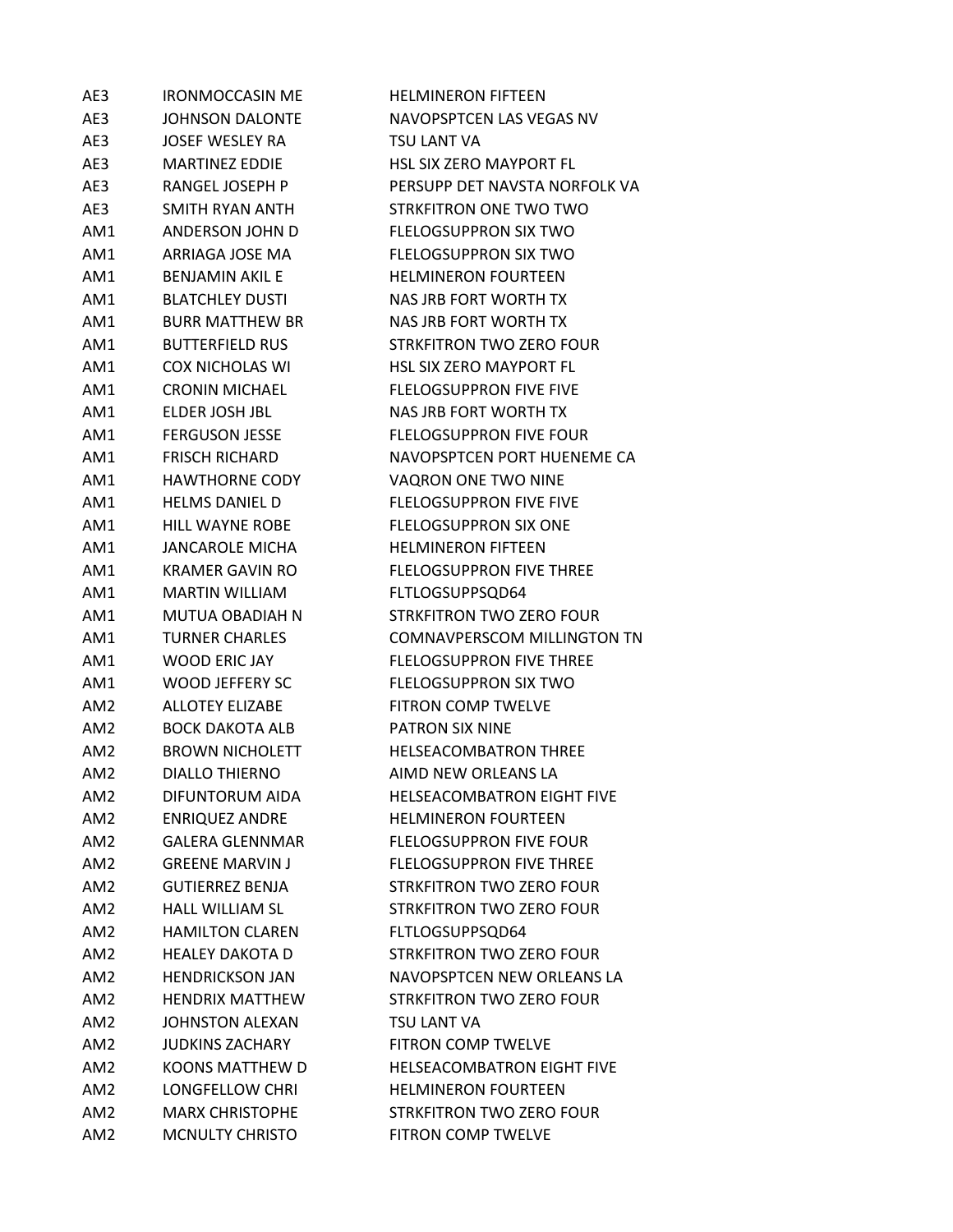| | | |
|---|---|---|
| AE3 | IRONMOCCASIN ME | HELMINERON FIFTEEN |
| AE3 | JOHNSON DALONTE | NAVOPSPTCEN LAS VEGAS NV |
| AE3 | JOSEF WESLEY RA | TSU LANT VA |
| AE3 | MARTINEZ EDDIE | HSL SIX ZERO MAYPORT FL |
| AE3 | RANGEL JOSEPH P | PERSUPP DET NAVSTA NORFOLK VA |
| AE3 | SMITH RYAN ANTH | STRKFITRON ONE TWO TWO |
| AM1 | ANDERSON JOHN D | FLELOGSUPPRON SIX TWO |
| AM1 | ARRIAGA JOSE MA | FLELOGSUPPRON SIX TWO |
| AM1 | BENJAMIN AKIL E | HELMINERON FOURTEEN |
| AM1 | BLATCHLEY DUSTI | NAS JRB FORT WORTH TX |
| AM1 | BURR MATTHEW BR | NAS JRB FORT WORTH TX |
| AM1 | BUTTERFIELD RUS | STRKFITRON TWO ZERO FOUR |
| AM1 | COX NICHOLAS WI | HSL SIX ZERO MAYPORT FL |
| AM1 | CRONIN MICHAEL | FLELOGSUPPRON FIVE FIVE |
| AM1 | ELDER JOSH JBL | NAS JRB FORT WORTH TX |
| AM1 | FERGUSON JESSE | FLELOGSUPPRON FIVE FOUR |
| AM1 | FRISCH RICHARD | NAVOPSPTCEN PORT HUENEME CA |
| AM1 | HAWTHORNE CODY | VAQRON ONE TWO NINE |
| AM1 | HELMS DANIEL D | FLELOGSUPPRON FIVE FIVE |
| AM1 | HILL WAYNE ROBE | FLELOGSUPPRON SIX ONE |
| AM1 | JANCAROLE MICHA | HELMINERON FIFTEEN |
| AM1 | KRAMER GAVIN RO | FLELOGSUPPRON FIVE THREE |
| AM1 | MARTIN WILLIAM | FLTLOGSUPPSQD64 |
| AM1 | MUTUA OBADIAH N | STRKFITRON TWO ZERO FOUR |
| AM1 | TURNER CHARLES | COMNAVPERSCOM MILLINGTON TN |
| AM1 | WOOD ERIC JAY | FLELOGSUPPRON FIVE THREE |
| AM1 | WOOD JEFFERY SC | FLELOGSUPPRON SIX TWO |
| AM2 | ALLOTEY ELIZABE | FITRON COMP TWELVE |
| AM2 | BOCK DAKOTA ALB | PATRON SIX NINE |
| AM2 | BROWN NICHOLETT | HELSEACOMBATRON THREE |
| AM2 | DIALLO THIERNO | AIMD NEW ORLEANS LA |
| AM2 | DIFUNTORUM AIDA | HELSEACOMBATRON EIGHT FIVE |
| AM2 | ENRIQUEZ ANDRE | HELMINERON FOURTEEN |
| AM2 | GALERA GLENNMAR | FLELOGSUPPRON FIVE FOUR |
| AM2 | GREENE MARVIN J | FLELOGSUPPRON FIVE THREE |
| AM2 | GUTIERREZ BENJA | STRKFITRON TWO ZERO FOUR |
| AM2 | HALL WILLIAM SL | STRKFITRON TWO ZERO FOUR |
| AM2 | HAMILTON CLAREN | FLTLOGSUPPSQD64 |
| AM2 | HEALEY DAKOTA D | STRKFITRON TWO ZERO FOUR |
| AM2 | HENDRICKSON JAN | NAVOPSPTCEN NEW ORLEANS LA |
| AM2 | HENDRIX MATTHEW | STRKFITRON TWO ZERO FOUR |
| AM2 | JOHNSTON ALEXAN | TSU LANT VA |
| AM2 | JUDKINS ZACHARY | FITRON COMP TWELVE |
| AM2 | KOONS MATTHEW D | HELSEACOMBATRON EIGHT FIVE |
| AM2 | LONGFELLOW CHRI | HELMINERON FOURTEEN |
| AM2 | MARX CHRISTOPHE | STRKFITRON TWO ZERO FOUR |
| AM2 | MCNULTY CHRISTO | FITRON COMP TWELVE |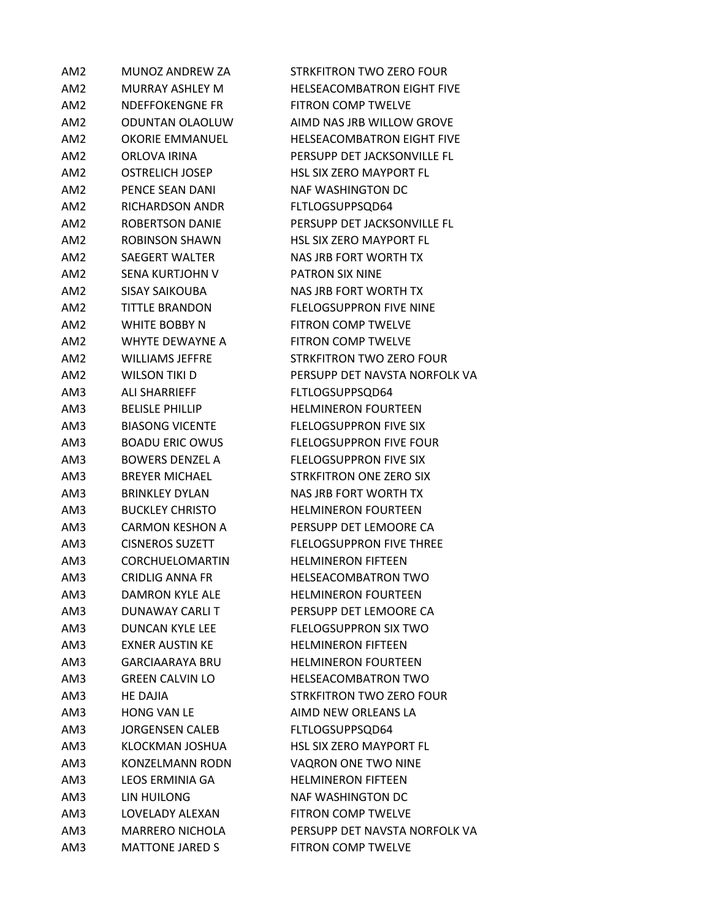| | | |
|---|---|---|
| AM2 | MUNOZ ANDREW ZA | STRKFITRON TWO ZERO FOUR |
| AM2 | MURRAY ASHLEY M | HELSEACOMBATRON EIGHT FIVE |
| AM2 | NDEFFOKENGNE FR | FITRON COMP TWELVE |
| AM2 | ODUNTAN OLAOLUW | AIMD NAS JRB WILLOW GROVE |
| AM2 | OKORIE EMMANUEL | HELSEACOMBATRON EIGHT FIVE |
| AM2 | ORLOVA IRINA | PERSUPP DET JACKSONVILLE FL |
| AM2 | OSTRELICH JOSEP | HSL SIX ZERO MAYPORT FL |
| AM2 | PENCE SEAN DANI | NAF WASHINGTON DC |
| AM2 | RICHARDSON ANDR | FLTLOGSUPPSQD64 |
| AM2 | ROBERTSON DANIE | PERSUPP DET JACKSONVILLE FL |
| AM2 | ROBINSON SHAWN | HSL SIX ZERO MAYPORT FL |
| AM2 | SAEGERT WALTER | NAS JRB FORT WORTH TX |
| AM2 | SENA KURTJOHN V | PATRON SIX NINE |
| AM2 | SISAY SAIKOUBA | NAS JRB FORT WORTH TX |
| AM2 | TITTLE BRANDON | FLELOGSUPPRON FIVE NINE |
| AM2 | WHITE BOBBY N | FITRON COMP TWELVE |
| AM2 | WHYTE DEWAYNE A | FITRON COMP TWELVE |
| AM2 | WILLIAMS JEFFRE | STRKFITRON TWO ZERO FOUR |
| AM2 | WILSON TIKI D | PERSUPP DET NAVSTA NORFOLK VA |
| AM3 | ALI SHARRIEFF | FLTLOGSUPPSQD64 |
| AM3 | BELISLE PHILLIP | HELMINERON FOURTEEN |
| AM3 | BIASONG VICENTE | FLELOGSUPPRON FIVE SIX |
| AM3 | BOADU ERIC OWUS | FLELOGSUPPRON FIVE FOUR |
| AM3 | BOWERS DENZEL A | FLELOGSUPPRON FIVE SIX |
| AM3 | BREYER MICHAEL | STRKFITRON ONE ZERO SIX |
| AM3 | BRINKLEY DYLAN | NAS JRB FORT WORTH TX |
| AM3 | BUCKLEY CHRISTO | HELMINERON FOURTEEN |
| AM3 | CARMON KESHON A | PERSUPP DET LEMOORE CA |
| AM3 | CISNEROS SUZETT | FLELOGSUPPRON FIVE THREE |
| AM3 | CORCHUELOMARTIN | HELMINERON FIFTEEN |
| AM3 | CRIDLIG ANNA FR | HELSEACOMBATRON TWO |
| AM3 | DAMRON KYLE ALE | HELMINERON FOURTEEN |
| AM3 | DUNAWAY CARLI T | PERSUPP DET LEMOORE CA |
| AM3 | DUNCAN KYLE LEE | FLELOGSUPPRON SIX TWO |
| AM3 | EXNER AUSTIN KE | HELMINERON FIFTEEN |
| AM3 | GARCIAARAYA BRU | HELMINERON FOURTEEN |
| AM3 | GREEN CALVIN LO | HELSEACOMBATRON TWO |
| AM3 | HE DAJIA | STRKFITRON TWO ZERO FOUR |
| AM3 | HONG VAN LE | AIMD NEW ORLEANS LA |
| AM3 | JORGENSEN CALEB | FLTLOGSUPPSQD64 |
| AM3 | KLOCKMAN JOSHUA | HSL SIX ZERO MAYPORT FL |
| AM3 | KONZELMANN RODN | VAQRON ONE TWO NINE |
| AM3 | LEOS ERMINIA GA | HELMINERON FIFTEEN |
| AM3 | LIN HUILONG | NAF WASHINGTON DC |
| AM3 | LOVELADY ALEXAN | FITRON COMP TWELVE |
| AM3 | MARRERO NICHOLA | PERSUPP DET NAVSTA NORFOLK VA |
| AM3 | MATTONE JARED S | FITRON COMP TWELVE |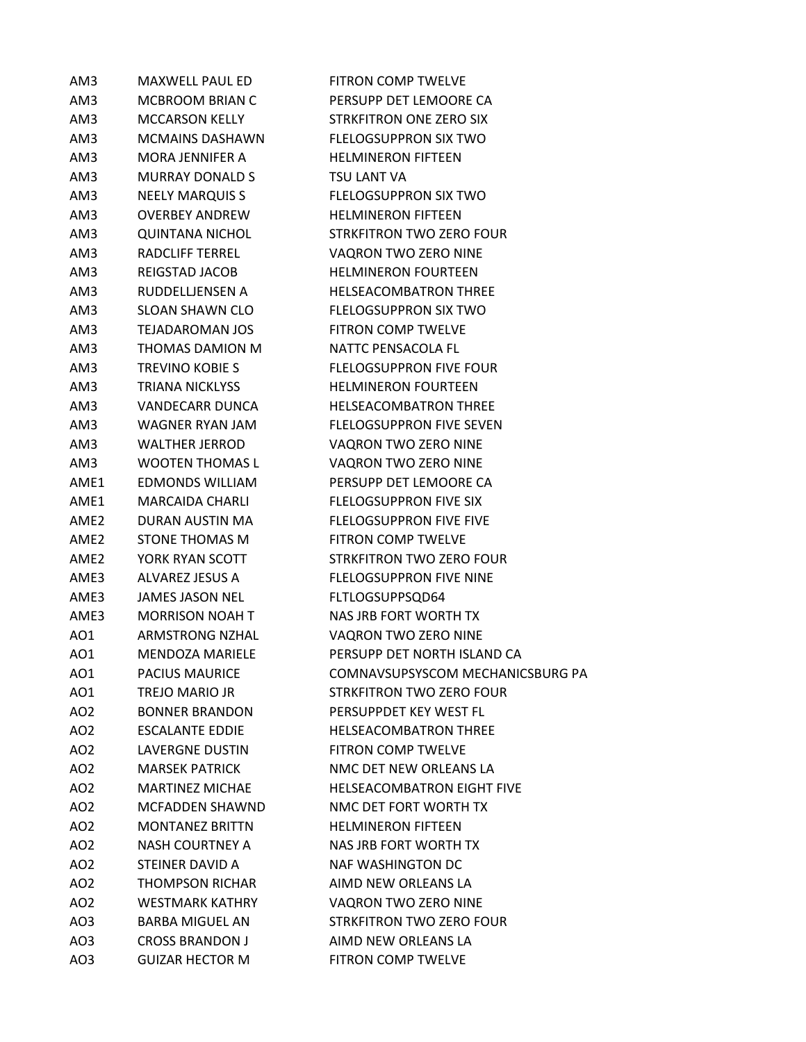| | | |
|---|---|---|
| AM3 | MAXWELL PAUL ED | FITRON COMP TWELVE |
| AM3 | MCBROOM BRIAN C | PERSUPP DET LEMOORE CA |
| AM3 | MCCARSON KELLY | STRKFITRON ONE ZERO SIX |
| AM3 | MCMAINS DASHAWN | FLELOGSUPPRON SIX TWO |
| AM3 | MORA JENNIFER A | HELMINERON FIFTEEN |
| AM3 | MURRAY DONALD S | TSU LANT VA |
| AM3 | NEELY MARQUIS S | FLELOGSUPPRON SIX TWO |
| AM3 | OVERBEY ANDREW | HELMINERON FIFTEEN |
| AM3 | QUINTANA NICHOL | STRKFITRON TWO ZERO FOUR |
| AM3 | RADCLIFF TERREL | VAQRON TWO ZERO NINE |
| AM3 | REIGSTAD JACOB | HELMINERON FOURTEEN |
| AM3 | RUDDELLJENSEN A | HELSEACOMBATRON THREE |
| AM3 | SLOAN SHAWN CLO | FLELOGSUPPRON SIX TWO |
| AM3 | TEJADAROMAN JOS | FITRON COMP TWELVE |
| AM3 | THOMAS DAMION M | NATTC PENSACOLA FL |
| AM3 | TREVINO KOBIE S | FLELOGSUPPRON FIVE FOUR |
| AM3 | TRIANA NICKLYSS | HELMINERON FOURTEEN |
| AM3 | VANDECARR DUNCA | HELSEACOMBATRON THREE |
| AM3 | WAGNER RYAN JAM | FLELOGSUPPRON FIVE SEVEN |
| AM3 | WALTHER JERROD | VAQRON TWO ZERO NINE |
| AM3 | WOOTEN THOMAS L | VAQRON TWO ZERO NINE |
| AME1 | EDMONDS WILLIAM | PERSUPP DET LEMOORE CA |
| AME1 | MARCAIDA CHARLI | FLELOGSUPPRON FIVE SIX |
| AME2 | DURAN AUSTIN MA | FLELOGSUPPRON FIVE FIVE |
| AME2 | STONE THOMAS M | FITRON COMP TWELVE |
| AME2 | YORK RYAN SCOTT | STRKFITRON TWO ZERO FOUR |
| AME3 | ALVAREZ JESUS A | FLELOGSUPPRON FIVE NINE |
| AME3 | JAMES JASON NEL | FLTLOGSUPPSQD64 |
| AME3 | MORRISON NOAH T | NAS JRB FORT WORTH TX |
| AO1 | ARMSTRONG NZHAL | VAQRON TWO ZERO NINE |
| AO1 | MENDOZA MARIELE | PERSUPP DET NORTH ISLAND CA |
| AO1 | PACIUS MAURICE | COMNAVSUPSYSCOM MECHANICSBURG PA |
| AO1 | TREJO MARIO JR | STRKFITRON TWO ZERO FOUR |
| AO2 | BONNER BRANDON | PERSUPPDET KEY WEST FL |
| AO2 | ESCALANTE EDDIE | HELSEACOMBATRON THREE |
| AO2 | LAVERGNE DUSTIN | FITRON COMP TWELVE |
| AO2 | MARSEK PATRICK | NMC DET NEW ORLEANS LA |
| AO2 | MARTINEZ MICHAE | HELSEACOMBATRON EIGHT FIVE |
| AO2 | MCFADDEN SHAWND | NMC DET FORT WORTH TX |
| AO2 | MONTANEZ BRITTN | HELMINERON FIFTEEN |
| AO2 | NASH COURTNEY A | NAS JRB FORT WORTH TX |
| AO2 | STEINER DAVID A | NAF WASHINGTON DC |
| AO2 | THOMPSON RICHAR | AIMD NEW ORLEANS LA |
| AO2 | WESTMARK KATHRY | VAQRON TWO ZERO NINE |
| AO3 | BARBA MIGUEL AN | STRKFITRON TWO ZERO FOUR |
| AO3 | CROSS BRANDON J | AIMD NEW ORLEANS LA |
| AO3 | GUIZAR HECTOR M | FITRON COMP TWELVE |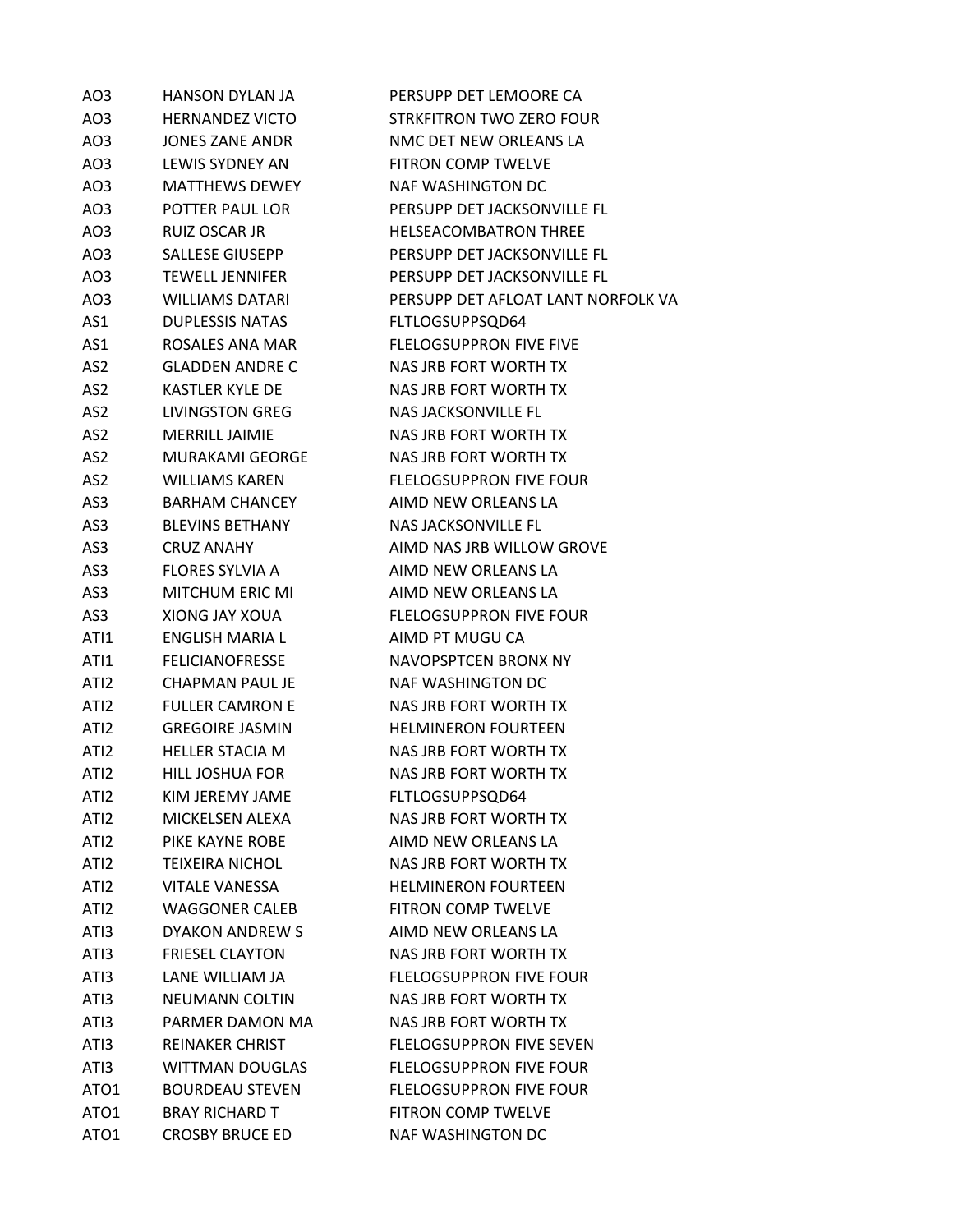| | | |
|---|---|---|
| AO3 | HANSON DYLAN JA | PERSUPP DET LEMOORE CA |
| AO3 | HERNANDEZ VICTO | STRKFITRON TWO ZERO FOUR |
| AO3 | JONES ZANE ANDR | NMC DET NEW ORLEANS LA |
| AO3 | LEWIS SYDNEY AN | FITRON COMP TWELVE |
| AO3 | MATTHEWS DEWEY | NAF WASHINGTON DC |
| AO3 | POTTER PAUL LOR | PERSUPP DET JACKSONVILLE FL |
| AO3 | RUIZ OSCAR JR | HELSEACOMBATRON THREE |
| AO3 | SALLESE GIUSEPP | PERSUPP DET JACKSONVILLE FL |
| AO3 | TEWELL JENNIFER | PERSUPP DET JACKSONVILLE FL |
| AO3 | WILLIAMS DATARI | PERSUPP DET AFLOAT LANT NORFOLK VA |
| AS1 | DUPLESSIS NATAS | FLTLOGSUPPSQD64 |
| AS1 | ROSALES ANA MAR | FLELOGSUPPRON FIVE FIVE |
| AS2 | GLADDEN ANDRE C | NAS JRB FORT WORTH TX |
| AS2 | KASTLER KYLE DE | NAS JRB FORT WORTH TX |
| AS2 | LIVINGSTON GREG | NAS JACKSONVILLE FL |
| AS2 | MERRILL JAIMIE | NAS JRB FORT WORTH TX |
| AS2 | MURAKAMI GEORGE | NAS JRB FORT WORTH TX |
| AS2 | WILLIAMS KAREN | FLELOGSUPPRON FIVE FOUR |
| AS3 | BARHAM CHANCEY | AIMD NEW ORLEANS LA |
| AS3 | BLEVINS BETHANY | NAS JACKSONVILLE FL |
| AS3 | CRUZ ANAHY | AIMD NAS JRB WILLOW GROVE |
| AS3 | FLORES SYLVIA A | AIMD NEW ORLEANS LA |
| AS3 | MITCHUM ERIC MI | AIMD NEW ORLEANS LA |
| AS3 | XIONG JAY XOUA | FLELOGSUPPRON FIVE FOUR |
| ATI1 | ENGLISH MARIA L | AIMD PT MUGU CA |
| ATI1 | FELICIANOFRESSE | NAVOPSPTCEN BRONX NY |
| ATI2 | CHAPMAN PAUL JE | NAF WASHINGTON DC |
| ATI2 | FULLER CAMRON E | NAS JRB FORT WORTH TX |
| ATI2 | GREGOIRE JASMIN | HELMINERON FOURTEEN |
| ATI2 | HELLER STACIA M | NAS JRB FORT WORTH TX |
| ATI2 | HILL JOSHUA FOR | NAS JRB FORT WORTH TX |
| ATI2 | KIM JEREMY JAME | FLTLOGSUPPSQD64 |
| ATI2 | MICKELSEN ALEXA | NAS JRB FORT WORTH TX |
| ATI2 | PIKE KAYNE ROBE | AIMD NEW ORLEANS LA |
| ATI2 | TEIXEIRA NICHOL | NAS JRB FORT WORTH TX |
| ATI2 | VITALE VANESSA | HELMINERON FOURTEEN |
| ATI2 | WAGGONER CALEB | FITRON COMP TWELVE |
| ATI3 | DYAKON ANDREW S | AIMD NEW ORLEANS LA |
| ATI3 | FRIESEL CLAYTON | NAS JRB FORT WORTH TX |
| ATI3 | LANE WILLIAM JA | FLELOGSUPPRON FIVE FOUR |
| ATI3 | NEUMANN COLTIN | NAS JRB FORT WORTH TX |
| ATI3 | PARMER DAMON MA | NAS JRB FORT WORTH TX |
| ATI3 | REINAKER CHRIST | FLELOGSUPPRON FIVE SEVEN |
| ATI3 | WITTMAN DOUGLAS | FLELOGSUPPRON FIVE FOUR |
| ATO1 | BOURDEAU STEVEN | FLELOGSUPPRON FIVE FOUR |
| ATO1 | BRAY RICHARD T | FITRON COMP TWELVE |
| ATO1 | CROSBY BRUCE ED | NAF WASHINGTON DC |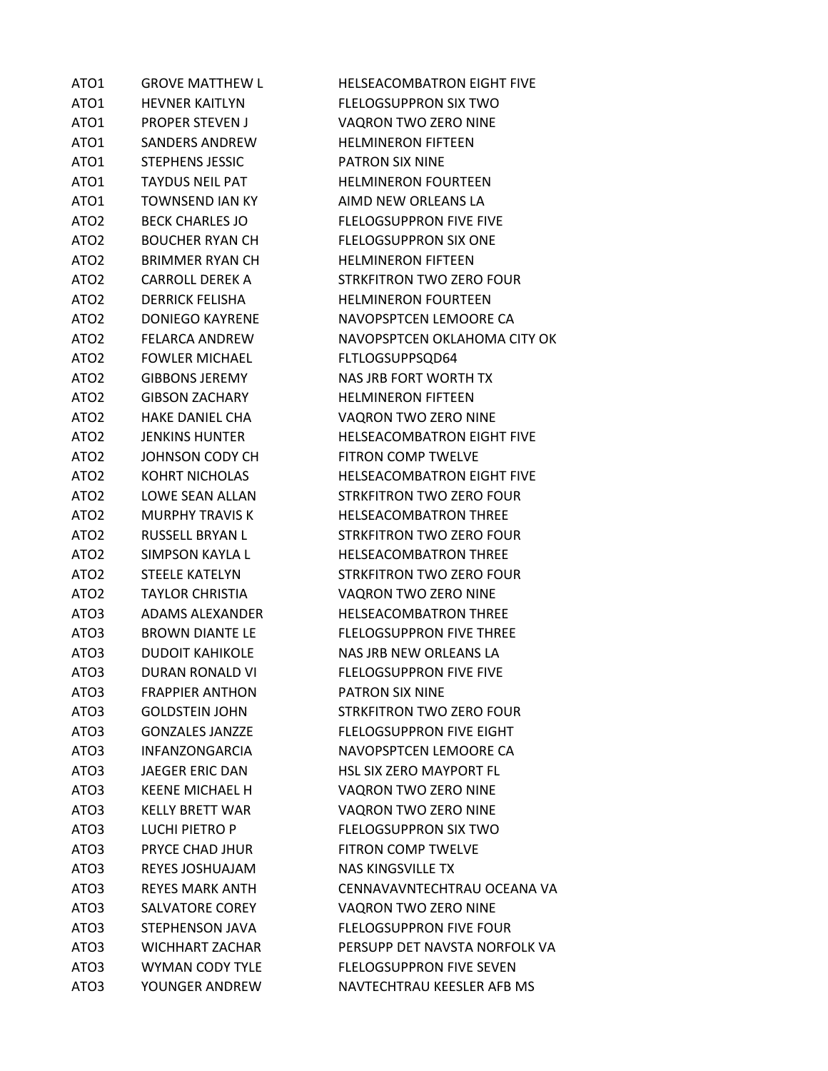| | | |
|---|---|---|
| ATO1 | GROVE MATTHEW L | HELSEACOMBATRON EIGHT FIVE |
| ATO1 | HEVNER KAITLYN | FLELOGSUPPRON SIX TWO |
| ATO1 | PROPER STEVEN J | VAQRON TWO ZERO NINE |
| ATO1 | SANDERS ANDREW | HELMINERON FIFTEEN |
| ATO1 | STEPHENS JESSIC | PATRON SIX NINE |
| ATO1 | TAYDUS NEIL PAT | HELMINERON FOURTEEN |
| ATO1 | TOWNSEND IAN KY | AIMD NEW ORLEANS LA |
| ATO2 | BECK CHARLES JO | FLELOGSUPPRON FIVE FIVE |
| ATO2 | BOUCHER RYAN CH | FLELOGSUPPRON SIX ONE |
| ATO2 | BRIMMER RYAN CH | HELMINERON FIFTEEN |
| ATO2 | CARROLL DEREK A | STRKFITRON TWO ZERO FOUR |
| ATO2 | DERRICK FELISHA | HELMINERON FOURTEEN |
| ATO2 | DONIEGO KAYRENE | NAVOPSPTCEN LEMOORE CA |
| ATO2 | FELARCA ANDREW | NAVOPSPTCEN OKLAHOMA CITY OK |
| ATO2 | FOWLER MICHAEL | FLTLOGSUPPSQD64 |
| ATO2 | GIBBONS JEREMY | NAS JRB FORT WORTH TX |
| ATO2 | GIBSON ZACHARY | HELMINERON FIFTEEN |
| ATO2 | HAKE DANIEL CHA | VAQRON TWO ZERO NINE |
| ATO2 | JENKINS HUNTER | HELSEACOMBATRON EIGHT FIVE |
| ATO2 | JOHNSON CODY CH | FITRON COMP TWELVE |
| ATO2 | KOHRT NICHOLAS | HELSEACOMBATRON EIGHT FIVE |
| ATO2 | LOWE SEAN ALLAN | STRKFITRON TWO ZERO FOUR |
| ATO2 | MURPHY TRAVIS K | HELSEACOMBATRON THREE |
| ATO2 | RUSSELL BRYAN L | STRKFITRON TWO ZERO FOUR |
| ATO2 | SIMPSON KAYLA L | HELSEACOMBATRON THREE |
| ATO2 | STEELE KATELYN | STRKFITRON TWO ZERO FOUR |
| ATO2 | TAYLOR CHRISTIA | VAQRON TWO ZERO NINE |
| ATO3 | ADAMS ALEXANDER | HELSEACOMBATRON THREE |
| ATO3 | BROWN DIANTE LE | FLELOGSUPPRON FIVE THREE |
| ATO3 | DUDOIT KAHIKOLE | NAS JRB NEW ORLEANS LA |
| ATO3 | DURAN RONALD VI | FLELOGSUPPRON FIVE FIVE |
| ATO3 | FRAPPIER ANTHON | PATRON SIX NINE |
| ATO3 | GOLDSTEIN JOHN | STRKFITRON TWO ZERO FOUR |
| ATO3 | GONZALES JANZZE | FLELOGSUPPRON FIVE EIGHT |
| ATO3 | INFANZONGARCIA | NAVOPSPTCEN LEMOORE CA |
| ATO3 | JAEGER ERIC DAN | HSL SIX ZERO MAYPORT FL |
| ATO3 | KEENE MICHAEL H | VAQRON TWO ZERO NINE |
| ATO3 | KELLY BRETT WAR | VAQRON TWO ZERO NINE |
| ATO3 | LUCHI PIETRO P | FLELOGSUPPRON SIX TWO |
| ATO3 | PRYCE CHAD JHUR | FITRON COMP TWELVE |
| ATO3 | REYES JOSHUAJAM | NAS KINGSVILLE TX |
| ATO3 | REYES MARK ANTH | CENNAVAVNTECHTRAU OCEANA VA |
| ATO3 | SALVATORE COREY | VAQRON TWO ZERO NINE |
| ATO3 | STEPHENSON JAVA | FLELOGSUPPRON FIVE FOUR |
| ATO3 | WICHHART ZACHAR | PERSUPP DET NAVSTA NORFOLK VA |
| ATO3 | WYMAN CODY TYLE | FLELOGSUPPRON FIVE SEVEN |
| ATO3 | YOUNGER ANDREW | NAVTECHTRAU KEESLER AFB MS |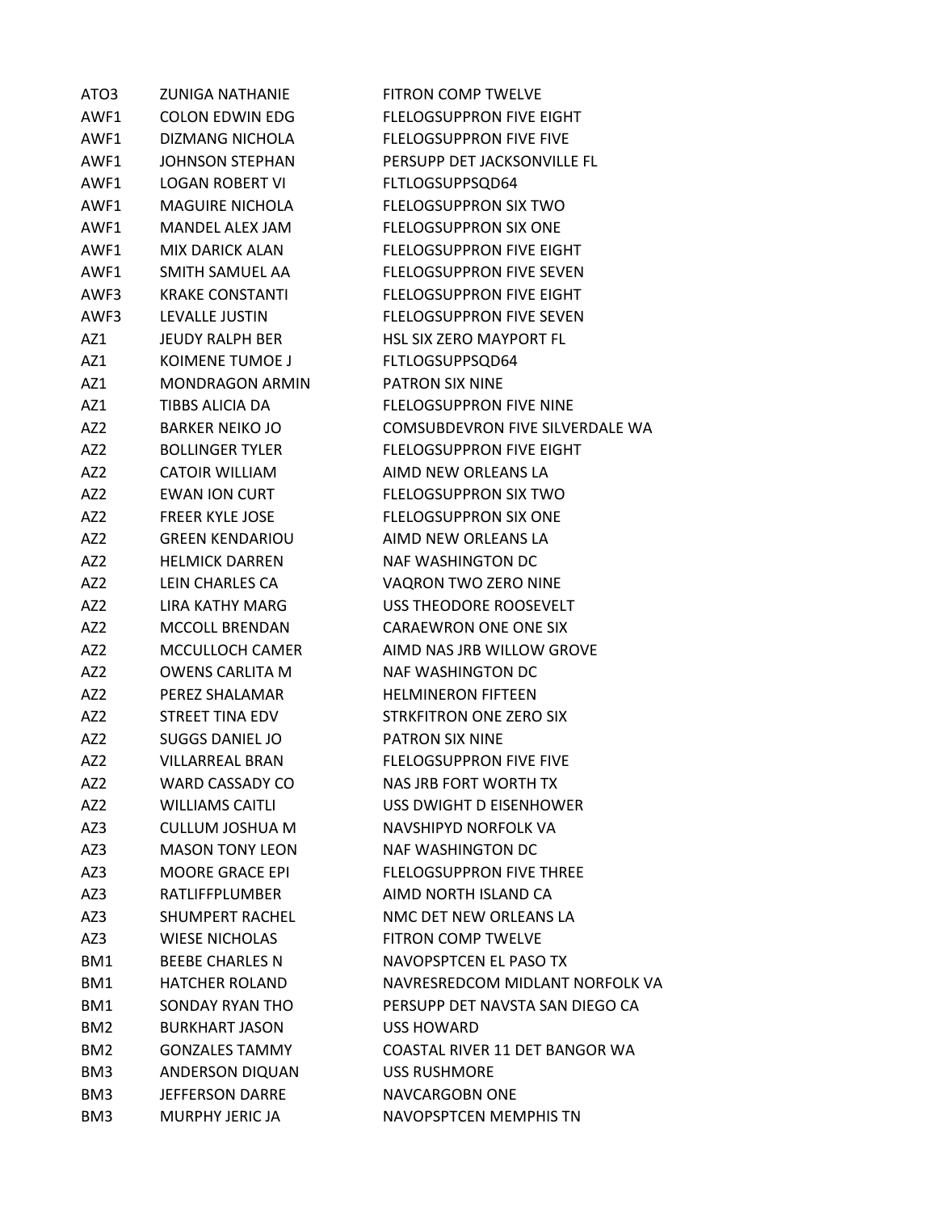| | | |
|---|---|---|
| ATO3 | ZUNIGA NATHANIE | FITRON COMP TWELVE |
| AWF1 | COLON EDWIN EDG | FLELOGSUPPRON FIVE EIGHT |
| AWF1 | DIZMANG NICHOLA | FLELOGSUPPRON FIVE FIVE |
| AWF1 | JOHNSON STEPHAN | PERSUPP DET JACKSONVILLE FL |
| AWF1 | LOGAN ROBERT VI | FLTLOGSUPPSQD64 |
| AWF1 | MAGUIRE NICHOLA | FLELOGSUPPRON SIX TWO |
| AWF1 | MANDEL ALEX JAM | FLELOGSUPPRON SIX ONE |
| AWF1 | MIX DARICK ALAN | FLELOGSUPPRON FIVE EIGHT |
| AWF1 | SMITH SAMUEL AA | FLELOGSUPPRON FIVE SEVEN |
| AWF3 | KRAKE CONSTANTI | FLELOGSUPPRON FIVE EIGHT |
| AWF3 | LEVALLE JUSTIN | FLELOGSUPPRON FIVE SEVEN |
| AZ1 | JEUDY RALPH BER | HSL SIX ZERO MAYPORT FL |
| AZ1 | KOIMENE TUMOE J | FLTLOGSUPPSQD64 |
| AZ1 | MONDRAGON ARMIN | PATRON SIX NINE |
| AZ1 | TIBBS ALICIA DA | FLELOGSUPPRON FIVE NINE |
| AZ2 | BARKER NEIKO JO | COMSUBDEVRON FIVE SILVERDALE WA |
| AZ2 | BOLLINGER TYLER | FLELOGSUPPRON FIVE EIGHT |
| AZ2 | CATOIR WILLIAM | AIMD NEW ORLEANS LA |
| AZ2 | EWAN ION CURT | FLELOGSUPPRON SIX TWO |
| AZ2 | FREER KYLE JOSE | FLELOGSUPPRON SIX ONE |
| AZ2 | GREEN KENDARIOU | AIMD NEW ORLEANS LA |
| AZ2 | HELMICK DARREN | NAF WASHINGTON DC |
| AZ2 | LEIN CHARLES CA | VAQRON TWO ZERO NINE |
| AZ2 | LIRA KATHY MARG | USS THEODORE ROOSEVELT |
| AZ2 | MCCOLL BRENDAN | CARAEWRON ONE ONE SIX |
| AZ2 | MCCULLOCH CAMER | AIMD NAS JRB WILLOW GROVE |
| AZ2 | OWENS CARLITA M | NAF WASHINGTON DC |
| AZ2 | PEREZ SHALAMAR | HELMINERON FIFTEEN |
| AZ2 | STREET TINA EDV | STRKFITRON ONE ZERO SIX |
| AZ2 | SUGGS DANIEL JO | PATRON SIX NINE |
| AZ2 | VILLARREAL BRAN | FLELOGSUPPRON FIVE FIVE |
| AZ2 | WARD CASSADY CO | NAS JRB FORT WORTH TX |
| AZ2 | WILLIAMS CAITLI | USS DWIGHT D EISENHOWER |
| AZ3 | CULLUM JOSHUA M | NAVSHIPYD NORFOLK VA |
| AZ3 | MASON TONY LEON | NAF WASHINGTON DC |
| AZ3 | MOORE GRACE EPI | FLELOGSUPPRON FIVE THREE |
| AZ3 | RATLIFFPLUMBER | AIMD NORTH ISLAND CA |
| AZ3 | SHUMPERT RACHEL | NMC DET NEW ORLEANS LA |
| AZ3 | WIESE NICHOLAS | FITRON COMP TWELVE |
| BM1 | BEEBE CHARLES N | NAVOPSPTCEN EL PASO TX |
| BM1 | HATCHER ROLAND | NAVRESREDCOM MIDLANT NORFOLK VA |
| BM1 | SONDAY RYAN THO | PERSUPP DET NAVSTA SAN DIEGO CA |
| BM2 | BURKHART JASON | USS HOWARD |
| BM2 | GONZALES TAMMY | COASTAL RIVER 11 DET BANGOR WA |
| BM3 | ANDERSON DIQUAN | USS RUSHMORE |
| BM3 | JEFFERSON DARRE | NAVCARGOBN ONE |
| BM3 | MURPHY JERIC JA | NAVOPSPTCEN MEMPHIS TN |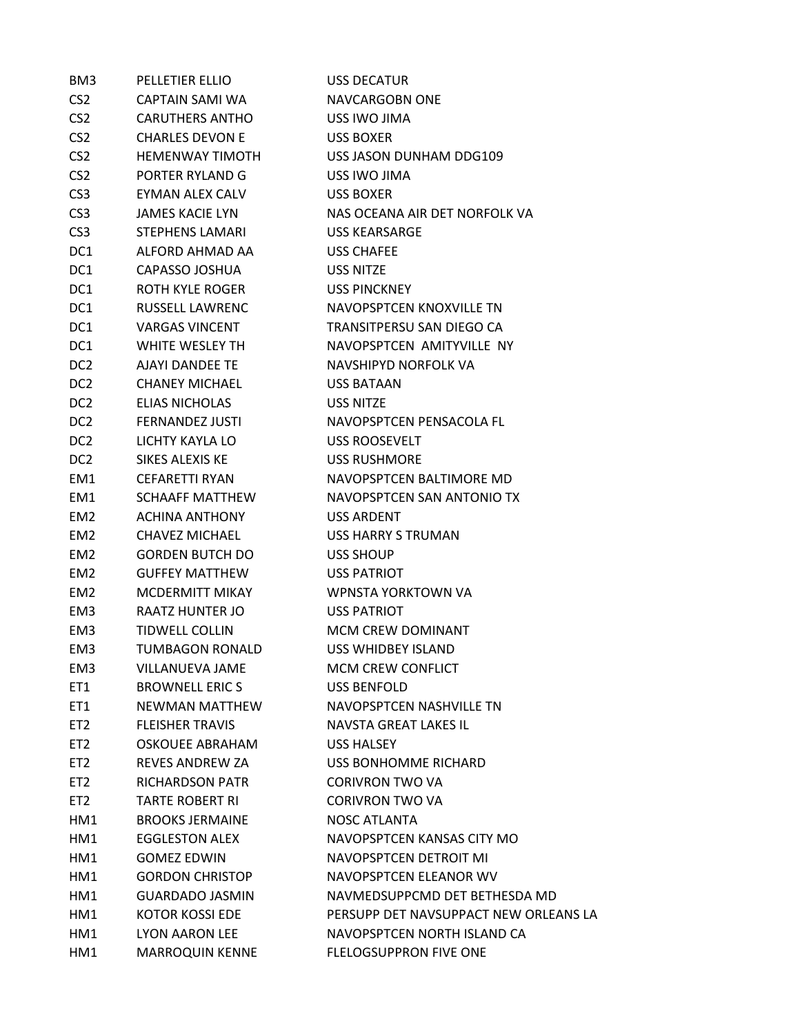| | | |
|---|---|---|
| BM3 | PELLETIER ELLIO | USS DECATUR |
| CS2 | CAPTAIN SAMI WA | NAVCARGOBN ONE |
| CS2 | CARUTHERS ANTHO | USS IWO JIMA |
| CS2 | CHARLES DEVON E | USS BOXER |
| CS2 | HEMENWAY TIMOTH | USS JASON DUNHAM DDG109 |
| CS2 | PORTER RYLAND G | USS IWO JIMA |
| CS3 | EYMAN ALEX CALV | USS BOXER |
| CS3 | JAMES KACIE LYN | NAS OCEANA AIR DET NORFOLK VA |
| CS3 | STEPHENS LAMARI | USS KEARSARGE |
| DC1 | ALFORD AHMAD AA | USS CHAFEE |
| DC1 | CAPASSO JOSHUA | USS NITZE |
| DC1 | ROTH KYLE ROGER | USS PINCKNEY |
| DC1 | RUSSELL LAWRENC | NAVOPSPTCEN KNOXVILLE TN |
| DC1 | VARGAS VINCENT | TRANSITPERSU SAN DIEGO CA |
| DC1 | WHITE WESLEY TH | NAVOPSPTCEN AMITYVILLE NY |
| DC2 | AJAYI DANDEE TE | NAVSHIPYD NORFOLK VA |
| DC2 | CHANEY MICHAEL | USS BATAAN |
| DC2 | ELIAS NICHOLAS | USS NITZE |
| DC2 | FERNANDEZ JUSTI | NAVOPSPTCEN PENSACOLA FL |
| DC2 | LICHTY KAYLA LO | USS ROOSEVELT |
| DC2 | SIKES ALEXIS KE | USS RUSHMORE |
| EM1 | CEFARETTI RYAN | NAVOPSPTCEN BALTIMORE MD |
| EM1 | SCHAAFF MATTHEW | NAVOPSPTCEN SAN ANTONIO TX |
| EM2 | ACHINA ANTHONY | USS ARDENT |
| EM2 | CHAVEZ MICHAEL | USS HARRY S TRUMAN |
| EM2 | GORDEN BUTCH DO | USS SHOUP |
| EM2 | GUFFEY MATTHEW | USS PATRIOT |
| EM2 | MCDERMITT MIKAY | WPNSTA YORKTOWN VA |
| EM3 | RAATZ HUNTER JO | USS PATRIOT |
| EM3 | TIDWELL COLLIN | MCM CREW DOMINANT |
| EM3 | TUMBAGON RONALD | USS WHIDBEY ISLAND |
| EM3 | VILLANUEVA JAME | MCM CREW CONFLICT |
| ET1 | BROWNELL ERIC S | USS BENFOLD |
| ET1 | NEWMAN MATTHEW | NAVOPSPTCEN NASHVILLE TN |
| ET2 | FLEISHER TRAVIS | NAVSTA GREAT LAKES IL |
| ET2 | OSKOUEE ABRAHAM | USS HALSEY |
| ET2 | REVES ANDREW ZA | USS BONHOMME RICHARD |
| ET2 | RICHARDSON PATR | CORIVRON TWO VA |
| ET2 | TARTE ROBERT RI | CORIVRON TWO VA |
| HM1 | BROOKS JERMAINE | NOSC ATLANTA |
| HM1 | EGGLESTON ALEX | NAVOPSPTCEN KANSAS CITY MO |
| HM1 | GOMEZ EDWIN | NAVOPSPTCEN DETROIT MI |
| HM1 | GORDON CHRISTOP | NAVOPSPTCEN ELEANOR WV |
| HM1 | GUARDADO JASMIN | NAVMEDSUPPCMD DET BETHESDA MD |
| HM1 | KOTOR KOSSI EDE | PERSUPP DET NAVSUPPACT NEW ORLEANS LA |
| HM1 | LYON AARON LEE | NAVOPSPTCEN NORTH ISLAND CA |
| HM1 | MARROQUIN KENNE | FLELOGSUPPRON FIVE ONE |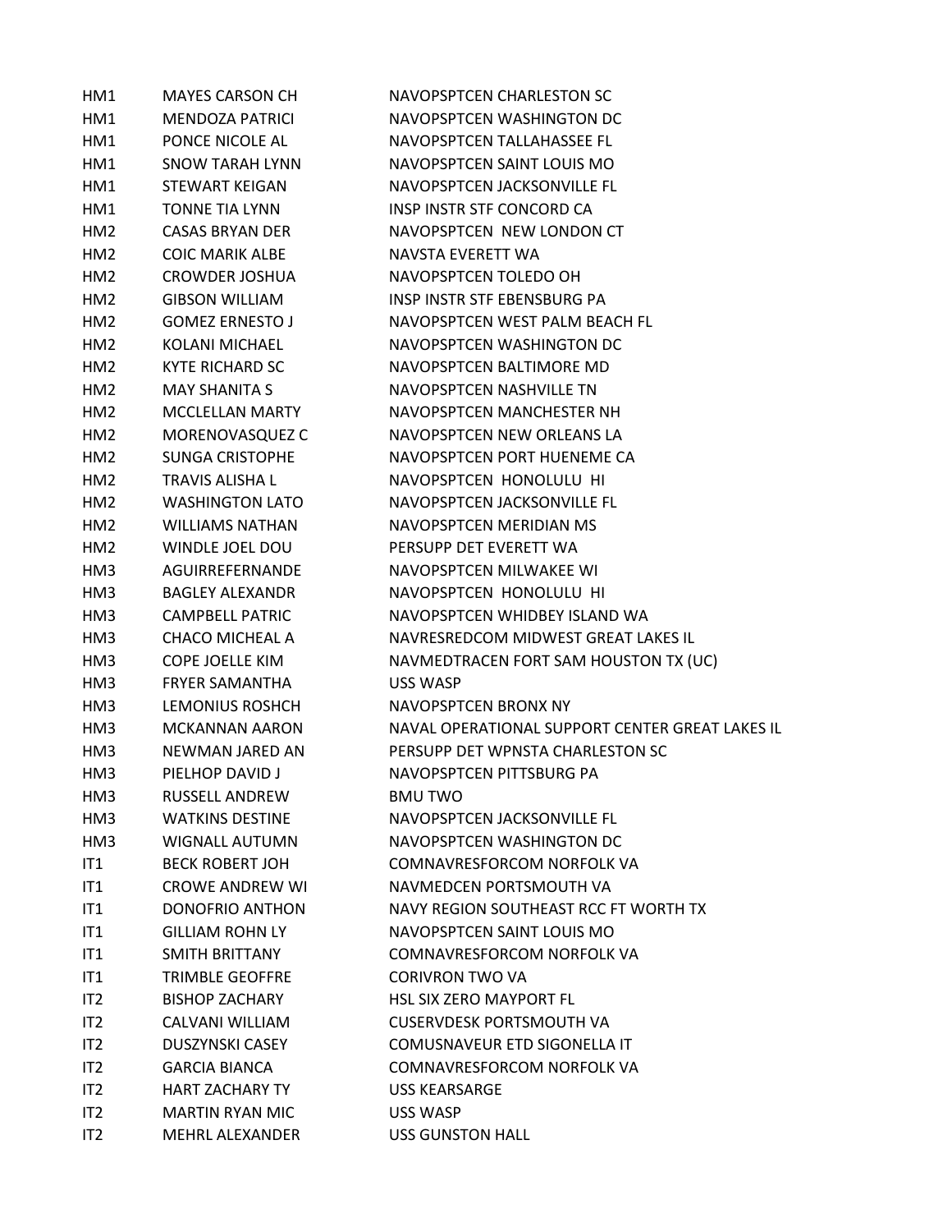| | | |
|---|---|---|
| HM1 | MAYES CARSON CH | NAVOPSPTCEN CHARLESTON SC |
| HM1 | MENDOZA PATRICI | NAVOPSPTCEN WASHINGTON DC |
| HM1 | PONCE NICOLE AL | NAVOPSPTCEN TALLAHASSEE FL |
| HM1 | SNOW TARAH LYNN | NAVOPSPTCEN SAINT LOUIS MO |
| HM1 | STEWART KEIGAN | NAVOPSPTCEN JACKSONVILLE FL |
| HM1 | TONNE TIA LYNN | INSP INSTR STF CONCORD CA |
| HM2 | CASAS BRYAN DER | NAVOPSPTCEN NEW LONDON CT |
| HM2 | COIC MARIK ALBE | NAVSTA EVERETT WA |
| HM2 | CROWDER JOSHUA | NAVOPSPTCEN TOLEDO OH |
| HM2 | GIBSON WILLIAM | INSP INSTR STF EBENSBURG PA |
| HM2 | GOMEZ ERNESTO J | NAVOPSPTCEN WEST PALM BEACH FL |
| HM2 | KOLANI MICHAEL | NAVOPSPTCEN WASHINGTON DC |
| HM2 | KYTE RICHARD SC | NAVOPSPTCEN BALTIMORE MD |
| HM2 | MAY SHANITA S | NAVOPSPTCEN NASHVILLE TN |
| HM2 | MCCLELLAN MARTY | NAVOPSPTCEN MANCHESTER NH |
| HM2 | MORENOVASQUEZ C | NAVOPSPTCEN NEW ORLEANS LA |
| HM2 | SUNGA CRISTOPHE | NAVOPSPTCEN PORT HUENEME CA |
| HM2 | TRAVIS ALISHA L | NAVOPSPTCEN HONOLULU HI |
| HM2 | WASHINGTON LATO | NAVOPSPTCEN JACKSONVILLE FL |
| HM2 | WILLIAMS NATHAN | NAVOPSPTCEN MERIDIAN MS |
| HM2 | WINDLE JOEL DOU | PERSUPP DET EVERETT WA |
| HM3 | AGUIRREFERNANDE | NAVOPSPTCEN MILWAKEE WI |
| HM3 | BAGLEY ALEXANDR | NAVOPSPTCEN HONOLULU HI |
| HM3 | CAMPBELL PATRIC | NAVOPSPTCEN WHIDBEY ISLAND WA |
| HM3 | CHACO MICHEAL A | NAVRESREDCOM MIDWEST GREAT LAKES IL |
| HM3 | COPE JOELLE KIM | NAVMEDTRACEN FORT SAM HOUSTON TX (UC) |
| HM3 | FRYER SAMANTHA | USS WASP |
| HM3 | LEMONIUS ROSHCH | NAVOPSPTCEN BRONX NY |
| HM3 | MCKANNAN AARON | NAVAL OPERATIONAL SUPPORT CENTER GREAT LAKES IL |
| HM3 | NEWMAN JARED AN | PERSUPP DET WPNSTA CHARLESTON SC |
| HM3 | PIELHOP DAVID J | NAVOPSPTCEN PITTSBURG PA |
| HM3 | RUSSELL ANDREW | BMU TWO |
| HM3 | WATKINS DESTINE | NAVOPSPTCEN JACKSONVILLE FL |
| HM3 | WIGNALL AUTUMN | NAVOPSPTCEN WASHINGTON DC |
| IT1 | BECK ROBERT JOH | COMNAVRESFORCOM NORFOLK VA |
| IT1 | CROWE ANDREW WI | NAVMEDCEN PORTSMOUTH VA |
| IT1 | DONOFRIO ANTHON | NAVY REGION SOUTHEAST RCC FT WORTH TX |
| IT1 | GILLIAM ROHN LY | NAVOPSPTCEN SAINT LOUIS MO |
| IT1 | SMITH BRITTANY | COMNAVRESFORCOM NORFOLK VA |
| IT1 | TRIMBLE GEOFFRE | CORIVRON TWO VA |
| IT2 | BISHOP ZACHARY | HSL SIX ZERO MAYPORT FL |
| IT2 | CALVANI WILLIAM | CUSERVDESK PORTSMOUTH VA |
| IT2 | DUSZYNSKI CASEY | COMUSNAVEUR ETD SIGONELLA IT |
| IT2 | GARCIA BIANCA | COMNAVRESFORCOM NORFOLK VA |
| IT2 | HART ZACHARY TY | USS KEARSARGE |
| IT2 | MARTIN RYAN MIC | USS WASP |
| IT2 | MEHRL ALEXANDER | USS GUNSTON HALL |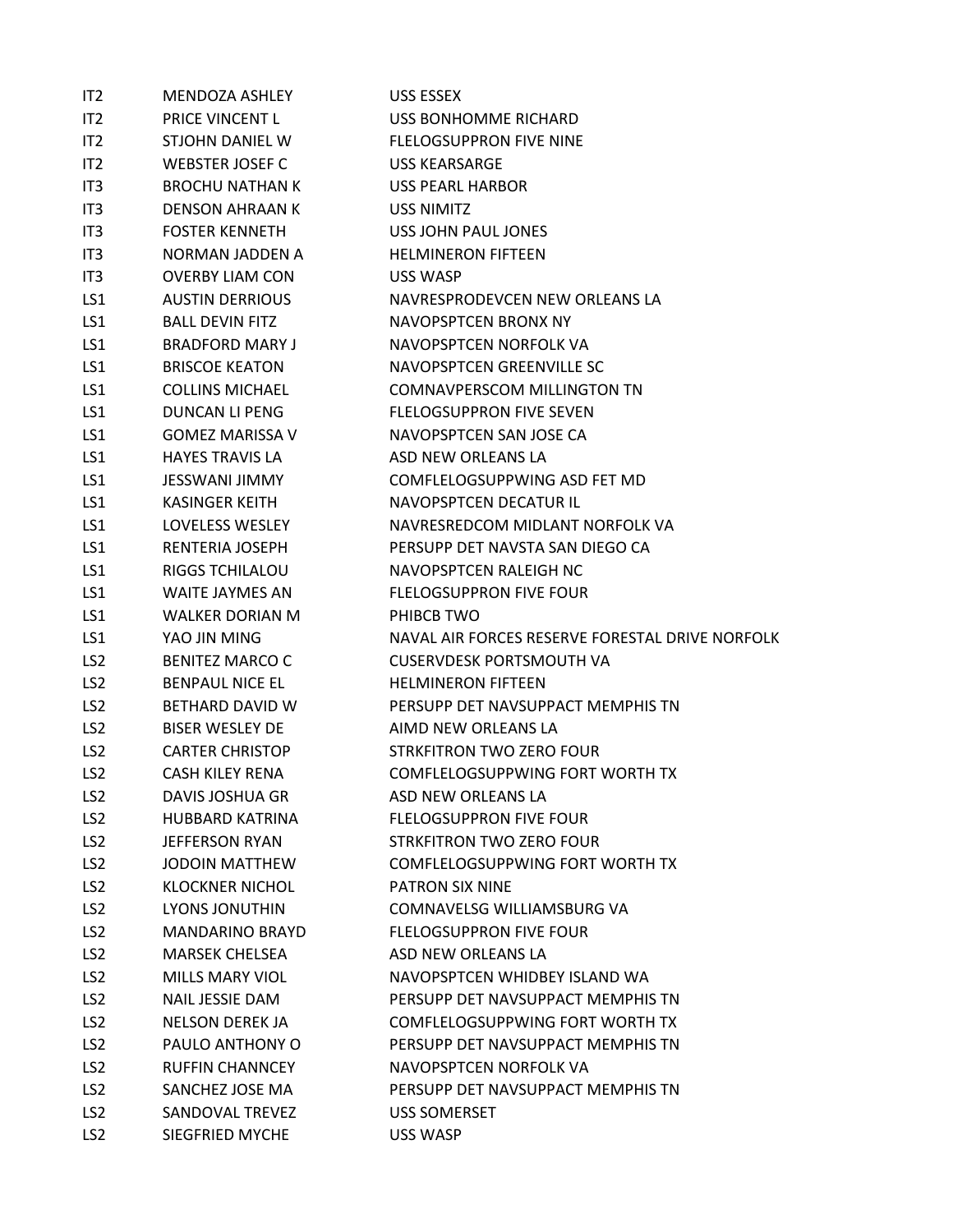| | | |
|---|---|---|
| IT2 | MENDOZA ASHLEY | USS ESSEX |
| IT2 | PRICE VINCENT L | USS BONHOMME RICHARD |
| IT2 | STJOHN DANIEL W | FLELOGSUPPRON FIVE NINE |
| IT2 | WEBSTER JOSEF C | USS KEARSARGE |
| IT3 | BROCHU NATHAN K | USS PEARL HARBOR |
| IT3 | DENSON AHRAAN K | USS NIMITZ |
| IT3 | FOSTER KENNETH | USS JOHN PAUL JONES |
| IT3 | NORMAN JADDEN A | HELMINERON FIFTEEN |
| IT3 | OVERBY LIAM CON | USS WASP |
| LS1 | AUSTIN DERRIOUS | NAVRESPRODEVCEN NEW ORLEANS LA |
| LS1 | BALL DEVIN FITZ | NAVOPSPTCEN BRONX NY |
| LS1 | BRADFORD MARY J | NAVOPSPTCEN NORFOLK VA |
| LS1 | BRISCOE KEATON | NAVOPSPTCEN GREENVILLE SC |
| LS1 | COLLINS MICHAEL | COMNAVPERSCOM MILLINGTON TN |
| LS1 | DUNCAN LI PENG | FLELOGSUPPRON FIVE SEVEN |
| LS1 | GOMEZ MARISSA V | NAVOPSPTCEN SAN JOSE CA |
| LS1 | HAYES TRAVIS LA | ASD NEW ORLEANS LA |
| LS1 | JESSWANI JIMMY | COMFLELOGSUPPWING ASD FET MD |
| LS1 | KASINGER KEITH | NAVOPSPTCEN DECATUR IL |
| LS1 | LOVELESS WESLEY | NAVRESREDCOM MIDLANT NORFOLK VA |
| LS1 | RENTERIA JOSEPH | PERSUPP DET NAVSTA SAN DIEGO CA |
| LS1 | RIGGS TCHILALOU | NAVOPSPTCEN RALEIGH NC |
| LS1 | WAITE JAYMES AN | FLELOGSUPPRON FIVE FOUR |
| LS1 | WALKER DORIAN M | PHIBCB TWO |
| LS1 | YAO JIN MING | NAVAL AIR FORCES RESERVE FORESTAL DRIVE NORFOLK |
| LS2 | BENITEZ MARCO C | CUSERVDESK PORTSMOUTH VA |
| LS2 | BENPAUL NICE EL | HELMINERON FIFTEEN |
| LS2 | BETHARD DAVID W | PERSUPP DET NAVSUPPACT MEMPHIS TN |
| LS2 | BISER WESLEY DE | AIMD NEW ORLEANS LA |
| LS2 | CARTER CHRISTOP | STRKFITRON TWO ZERO FOUR |
| LS2 | CASH KILEY RENA | COMFLELOGSUPPWING FORT WORTH TX |
| LS2 | DAVIS JOSHUA GR | ASD NEW ORLEANS LA |
| LS2 | HUBBARD KATRINA | FLELOGSUPPRON FIVE FOUR |
| LS2 | JEFFERSON RYAN | STRKFITRON TWO ZERO FOUR |
| LS2 | JODOIN MATTHEW | COMFLELOGSUPPWING FORT WORTH TX |
| LS2 | KLOCKNER NICHOL | PATRON SIX NINE |
| LS2 | LYONS JONUTHIN | COMNAVELSG WILLIAMSBURG VA |
| LS2 | MANDARINO BRAYD | FLELOGSUPPRON FIVE FOUR |
| LS2 | MARSEK CHELSEA | ASD NEW ORLEANS LA |
| LS2 | MILLS MARY VIOL | NAVOPSPTCEN WHIDBEY ISLAND WA |
| LS2 | NAIL JESSIE DAM | PERSUPP DET NAVSUPPACT MEMPHIS TN |
| LS2 | NELSON DEREK JA | COMFLELOGSUPPWING FORT WORTH TX |
| LS2 | PAULO ANTHONY O | PERSUPP DET NAVSUPPACT MEMPHIS TN |
| LS2 | RUFFIN CHANNCEY | NAVOPSPTCEN NORFOLK VA |
| LS2 | SANCHEZ JOSE MA | PERSUPP DET NAVSUPPACT MEMPHIS TN |
| LS2 | SANDOVAL TREVEZ | USS SOMERSET |
| LS2 | SIEGFRIED MYCHE | USS WASP |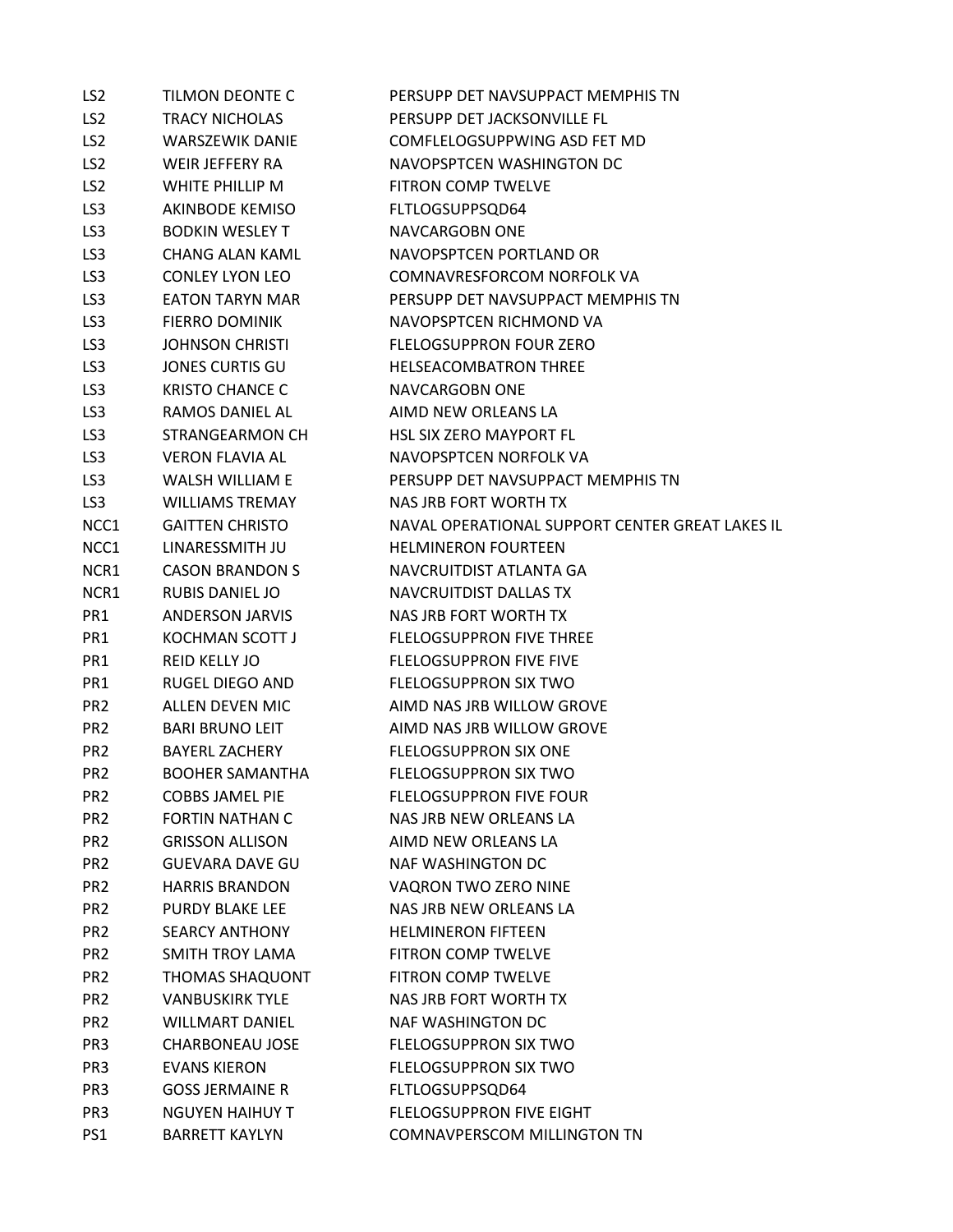| | | |
|---|---|---|
| LS2 | TILMON DEONTE C | PERSUPP DET NAVSUPPACT MEMPHIS TN |
| LS2 | TRACY NICHOLAS | PERSUPP DET JACKSONVILLE FL |
| LS2 | WARSZEWIK DANIE | COMFLELOGSUPPWING ASD FET MD |
| LS2 | WEIR JEFFERY RA | NAVOPSPTCEN WASHINGTON DC |
| LS2 | WHITE PHILLIP M | FITRON COMP TWELVE |
| LS3 | AKINBODE KEMISO | FLTLOGSUPPSQD64 |
| LS3 | BODKIN WESLEY T | NAVCARGOBN ONE |
| LS3 | CHANG ALAN KAML | NAVOPSPTCEN PORTLAND OR |
| LS3 | CONLEY LYON LEO | COMNAVRESFORCOM NORFOLK VA |
| LS3 | EATON TARYN MAR | PERSUPP DET NAVSUPPACT MEMPHIS TN |
| LS3 | FIERRO DOMINIK | NAVOPSPTCEN RICHMOND VA |
| LS3 | JOHNSON CHRISTI | FLELOGSUPPRON FOUR ZERO |
| LS3 | JONES CURTIS GU | HELSEACOMBATRON THREE |
| LS3 | KRISTO CHANCE C | NAVCARGOBN ONE |
| LS3 | RAMOS DANIEL AL | AIMD NEW ORLEANS LA |
| LS3 | STRANGEARMON CH | HSL SIX ZERO MAYPORT FL |
| LS3 | VERON FLAVIA AL | NAVOPSPTCEN NORFOLK VA |
| LS3 | WALSH WILLIAM E | PERSUPP DET NAVSUPPACT MEMPHIS TN |
| LS3 | WILLIAMS TREMAY | NAS JRB FORT WORTH TX |
| NCC1 | GAITTEN CHRISTO | NAVAL OPERATIONAL SUPPORT CENTER GREAT LAKES IL |
| NCC1 | LINARESSMITH JU | HELMINERON FOURTEEN |
| NCR1 | CASON BRANDON S | NAVCRUITDIST ATLANTA GA |
| NCR1 | RUBIS DANIEL JO | NAVCRUITDIST DALLAS TX |
| PR1 | ANDERSON JARVIS | NAS JRB FORT WORTH TX |
| PR1 | KOCHMAN SCOTT J | FLELOGSUPPRON FIVE THREE |
| PR1 | REID KELLY JO | FLELOGSUPPRON FIVE FIVE |
| PR1 | RUGEL DIEGO AND | FLELOGSUPPRON SIX TWO |
| PR2 | ALLEN DEVEN MIC | AIMD NAS JRB WILLOW GROVE |
| PR2 | BARI BRUNO LEIT | AIMD NAS JRB WILLOW GROVE |
| PR2 | BAYERL ZACHERY | FLELOGSUPPRON SIX ONE |
| PR2 | BOOHER SAMANTHA | FLELOGSUPPRON SIX TWO |
| PR2 | COBBS JAMEL PIE | FLELOGSUPPRON FIVE FOUR |
| PR2 | FORTIN NATHAN C | NAS JRB NEW ORLEANS LA |
| PR2 | GRISSON ALLISON | AIMD NEW ORLEANS LA |
| PR2 | GUEVARA DAVE GU | NAF WASHINGTON DC |
| PR2 | HARRIS BRANDON | VAQRON TWO ZERO NINE |
| PR2 | PURDY BLAKE LEE | NAS JRB NEW ORLEANS LA |
| PR2 | SEARCY ANTHONY | HELMINERON FIFTEEN |
| PR2 | SMITH TROY LAMA | FITRON COMP TWELVE |
| PR2 | THOMAS SHAQUONT | FITRON COMP TWELVE |
| PR2 | VANBUSKIRK TYLE | NAS JRB FORT WORTH TX |
| PR2 | WILLMART DANIEL | NAF WASHINGTON DC |
| PR3 | CHARBONEAU JOSE | FLELOGSUPPRON SIX TWO |
| PR3 | EVANS KIERON | FLELOGSUPPRON SIX TWO |
| PR3 | GOSS JERMAINE R | FLTLOGSUPPSQD64 |
| PR3 | NGUYEN HAIHUY T | FLELOGSUPPRON FIVE EIGHT |
| PS1 | BARRETT KAYLYN | COMNAVPERSCOM MILLINGTON TN |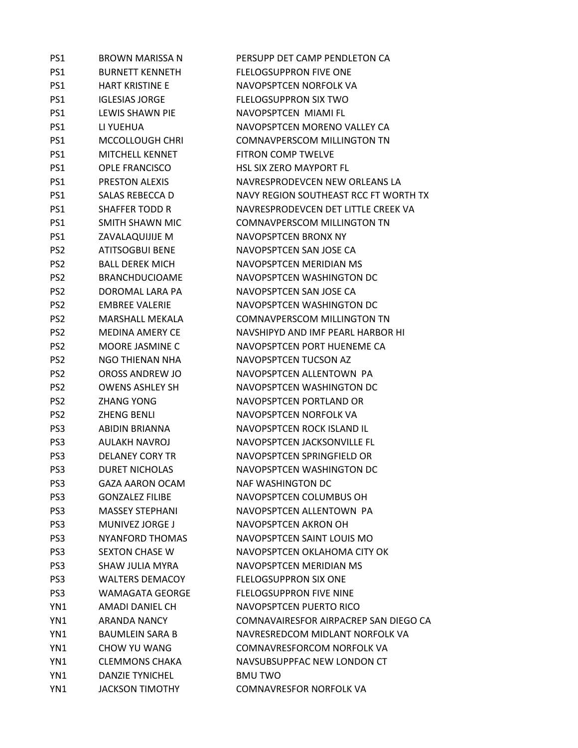| | | |
|---|---|---|
| PS1 | BROWN MARISSA N | PERSUPP DET CAMP PENDLETON CA |
| PS1 | BURNETT KENNETH | FLELOGSUPPRON FIVE ONE |
| PS1 | HART KRISTINE E | NAVOPSPTCEN NORFOLK VA |
| PS1 | IGLESIAS JORGE | FLELOGSUPPRON SIX TWO |
| PS1 | LEWIS SHAWN PIE | NAVOPSPTCEN MIAMI FL |
| PS1 | LI YUEHUA | NAVOPSPTCEN MORENO VALLEY CA |
| PS1 | MCCOLLOUGH CHRI | COMNAVPERSCOM MILLINGTON TN |
| PS1 | MITCHELL KENNET | FITRON COMP TWELVE |
| PS1 | OPLE FRANCISCO | HSL SIX ZERO MAYPORT FL |
| PS1 | PRESTON ALEXIS | NAVRESPRODEVCEN NEW ORLEANS LA |
| PS1 | SALAS REBECCA D | NAVY REGION SOUTHEAST RCC FT WORTH TX |
| PS1 | SHAFFER TODD R | NAVRESPRODEVCEN DET LITTLE CREEK VA |
| PS1 | SMITH SHAWN MIC | COMNAVPERSCOM MILLINGTON TN |
| PS1 | ZAVALAQUIJIJE M | NAVOPSPTCEN BRONX NY |
| PS2 | ATITSOGBUI BENE | NAVOPSPTCEN SAN JOSE CA |
| PS2 | BALL DEREK MICH | NAVOPSPTCEN MERIDIAN MS |
| PS2 | BRANCHDUCIOAME | NAVOPSPTCEN WASHINGTON DC |
| PS2 | DOROMAL LARA PA | NAVOPSPTCEN SAN JOSE CA |
| PS2 | EMBREE VALERIE | NAVOPSPTCEN WASHINGTON DC |
| PS2 | MARSHALL MEKALA | COMNAVPERSCOM MILLINGTON TN |
| PS2 | MEDINA AMERY CE | NAVSHIPYD AND IMF PEARL HARBOR HI |
| PS2 | MOORE JASMINE C | NAVOPSPTCEN PORT HUENEME CA |
| PS2 | NGO THIENAN NHA | NAVOPSPTCEN TUCSON AZ |
| PS2 | OROSS ANDREW JO | NAVOPSPTCEN ALLENTOWN PA |
| PS2 | OWENS ASHLEY SH | NAVOPSPTCEN WASHINGTON DC |
| PS2 | ZHANG YONG | NAVOPSPTCEN PORTLAND OR |
| PS2 | ZHENG BENLI | NAVOPSPTCEN NORFOLK VA |
| PS3 | ABIDIN BRIANNA | NAVOPSPTCEN ROCK ISLAND IL |
| PS3 | AULAKH NAVROJ | NAVOPSPTCEN JACKSONVILLE FL |
| PS3 | DELANEY CORY TR | NAVOPSPTCEN SPRINGFIELD OR |
| PS3 | DURET NICHOLAS | NAVOPSPTCEN WASHINGTON DC |
| PS3 | GAZA AARON OCAM | NAF WASHINGTON DC |
| PS3 | GONZALEZ FILIBE | NAVOPSPTCEN COLUMBUS OH |
| PS3 | MASSEY STEPHANI | NAVOPSPTCEN ALLENTOWN PA |
| PS3 | MUNIVEZ JORGE J | NAVOPSPTCEN AKRON OH |
| PS3 | NYANFORD THOMAS | NAVOPSPTCEN SAINT LOUIS MO |
| PS3 | SEXTON CHASE W | NAVOPSPTCEN OKLAHOMA CITY OK |
| PS3 | SHAW JULIA MYRA | NAVOPSPTCEN MERIDIAN MS |
| PS3 | WALTERS DEMACOY | FLELOGSUPPRON SIX ONE |
| PS3 | WAMAGATA GEORGE | FLELOGSUPPRON FIVE NINE |
| YN1 | AMADI DANIEL CH | NAVOPSPTCEN PUERTO RICO |
| YN1 | ARANDA NANCY | COMNAVAIRESFOR AIRPACREP SAN DIEGO CA |
| YN1 | BAUMLEIN SARA B | NAVRESREDCOM MIDLANT NORFOLK VA |
| YN1 | CHOW YU WANG | COMNAVRESFORCOM NORFOLK VA |
| YN1 | CLEMMONS CHAKA | NAVSUBSUPPFAC NEW LONDON CT |
| YN1 | DANZIE TYNICHEL | BMU TWO |
| YN1 | JACKSON TIMOTHY | COMNAVRESFOR NORFOLK VA |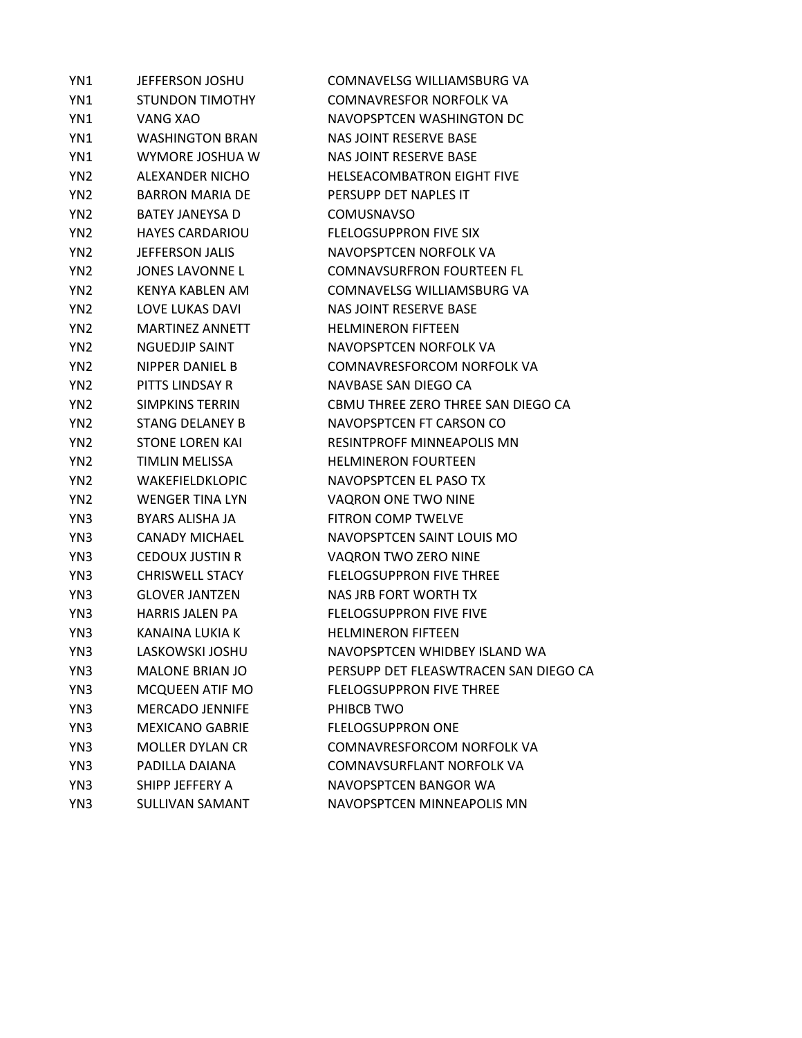| | | |
|---|---|---|
| YN1 | JEFFERSON JOSHU | COMNAVELSG WILLIAMSBURG VA |
| YN1 | STUNDON TIMOTHY | COMNAVRESFOR NORFOLK VA |
| YN1 | VANG XAO | NAVOPSPTCEN WASHINGTON DC |
| YN1 | WASHINGTON BRAN | NAS JOINT RESERVE BASE |
| YN1 | WYMORE JOSHUA W | NAS JOINT RESERVE BASE |
| YN2 | ALEXANDER NICHO | HELSEACOMBATRON EIGHT FIVE |
| YN2 | BARRON MARIA DE | PERSUPP DET NAPLES IT |
| YN2 | BATEY JANEYSA D | COMUSNAVSO |
| YN2 | HAYES CARDARIOU | FLELOGSUPPRON FIVE SIX |
| YN2 | JEFFERSON JALIS | NAVOPSPTCEN NORFOLK VA |
| YN2 | JONES LAVONNE L | COMNAVSURFRON FOURTEEN FL |
| YN2 | KENYA KABLEN AM | COMNAVELSG WILLIAMSBURG VA |
| YN2 | LOVE LUKAS DAVI | NAS JOINT RESERVE BASE |
| YN2 | MARTINEZ ANNETT | HELMINERON FIFTEEN |
| YN2 | NGUEDJIP SAINT | NAVOPSPTCEN NORFOLK VA |
| YN2 | NIPPER DANIEL B | COMNAVRESFORCOM NORFOLK VA |
| YN2 | PITTS LINDSAY R | NAVBASE SAN DIEGO CA |
| YN2 | SIMPKINS TERRIN | CBMU THREE ZERO THREE SAN DIEGO CA |
| YN2 | STANG DELANEY B | NAVOPSPTCEN FT CARSON CO |
| YN2 | STONE LOREN KAI | RESINTPROFF MINNEAPOLIS MN |
| YN2 | TIMLIN MELISSA | HELMINERON FOURTEEN |
| YN2 | WAKEFIELDKLOPIC | NAVOPSPTCEN EL PASO TX |
| YN2 | WENGER TINA LYN | VAQRON ONE TWO NINE |
| YN3 | BYARS ALISHA JA | FITRON COMP TWELVE |
| YN3 | CANADY MICHAEL | NAVOPSPTCEN SAINT LOUIS MO |
| YN3 | CEDOUX JUSTIN R | VAQRON TWO ZERO NINE |
| YN3 | CHRISWELL STACY | FLELOGSUPPRON FIVE THREE |
| YN3 | GLOVER JANTZEN | NAS JRB FORT WORTH TX |
| YN3 | HARRIS JALEN PA | FLELOGSUPPRON FIVE FIVE |
| YN3 | KANAINA LUKIA K | HELMINERON FIFTEEN |
| YN3 | LASKOWSKI JOSHU | NAVOPSPTCEN WHIDBEY ISLAND WA |
| YN3 | MALONE BRIAN JO | PERSUPP DET FLEASWTRACEN SAN DIEGO CA |
| YN3 | MCQUEEN ATIF MO | FLELOGSUPPRON FIVE THREE |
| YN3 | MERCADO JENNIFE | PHIBCB TWO |
| YN3 | MEXICANO GABRIE | FLELOGSUPPRON ONE |
| YN3 | MOLLER DYLAN CR | COMNAVRESFORCOM NORFOLK VA |
| YN3 | PADILLA DAIANA | COMNAVSURFLANT NORFOLK VA |
| YN3 | SHIPP JEFFERY A | NAVOPSPTCEN BANGOR WA |
| YN3 | SULLIVAN SAMANT | NAVOPSPTCEN MINNEAPOLIS MN |